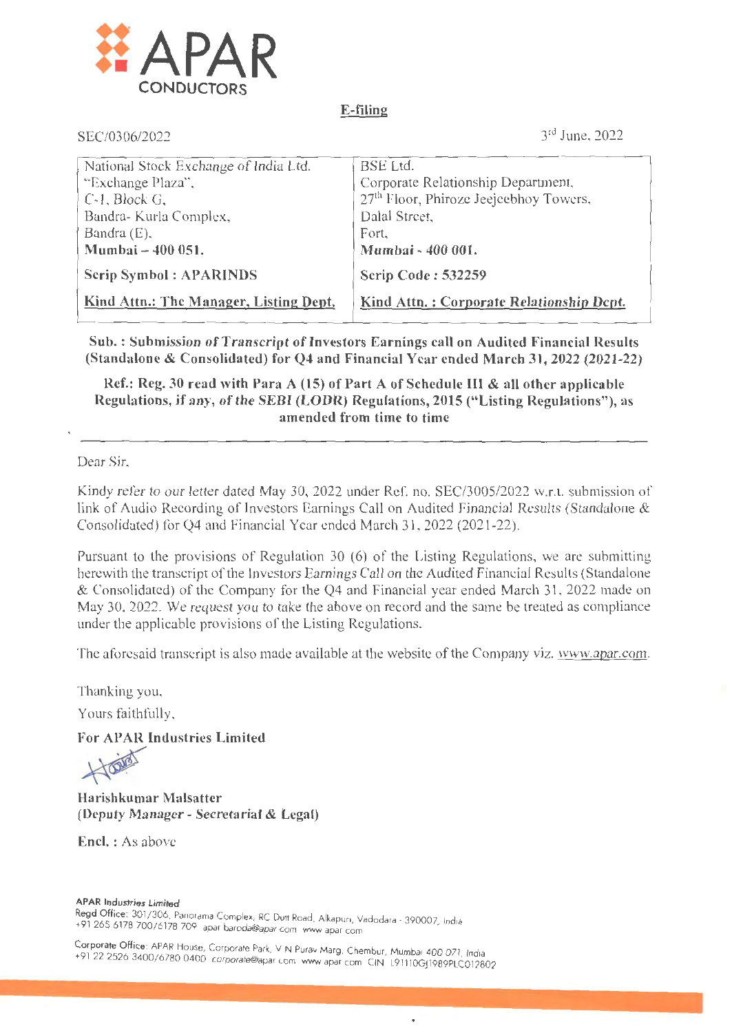APAR CONDUCTORS

**E-filing**

SEC/0306/2022 3rd June, 2022

| National Stock Exchange of India Ltd. "Exchange Plaza", C-1, Block G, Bandra- Kurla Complex, Bandra (E), **Mumbai – 400 051.** | BSE Ltd. Corporate Relationship Department, 27th Floor, Phiroze Jeejeebhoy Towers, Dalal Street, Fort, **Mumbai - 400 001.** |
|---|---|
| **Scrip Symbol : APARINDS** | **Scrip Code : 532259** |
| **Kind Attn.: The Manager, Listing Dept.** | **Kind Attn. : Corporate Relationship Dept.** |

**Sub. : Submission of Transcript of Investors Earnings call on Audited Financial Results (Standalone & Consolidated) for Q4 and Financial Year ended March 31, 2022 (2021-22)**

**Ref.: Reg. 30 read with Para A (15) of Part A of Schedule III & all other applicable Regulations, if any, of the SEBI (LODR) Regulations, 2015 ("Listing Regulations"), as amended from time to time**

Dear Sir,

Kindy refer to our letter dated May 30, 2022 under Ref. no. SEC/3005/2022 w.r.t. submission of link of Audio Recording of Investors Earnings Call on Audited Financial Results (Standalone & Consolidated) for Q4 and Financial Year ended March 31, 2022 (2021-22).

Pursuant to the provisions of Regulation 30 (6) of the Listing Regulations, we are submitting herewith the transcript of the Investors Earnings Call on the Audited Financial Results (Standalone & Consolidated) of the Company for the Q4 and Financial year ended March 31, 2022 made on May 30, 2022. We request you to take the above on record and the same be treated as compliance under the applicable provisions of the Listing Regulations.

The aforesaid transcript is also made available at the website of the Company viz. www.apar.com.

Thanking you,

Yours faithfully,

**For APAR Industries Limited**

**Harishkumar Malsatter**
**(Deputy Manager - Secretarial & Legal)**

**Encl. :** As above

**APAR Industries Limited**
Regd Office: 301/306, Panorama Complex, RC Dutt Road, Alkapuri, Vadodara - 390007, India
+91 265 6178 700/6178 709 apar baroda@apar com www apar com

Corporate Office: APAR House, Corporate Park, V N Purav Marg, Chembur, Mumbai 400 071, India
+91 22 2526 3400/6780 0400 corporate@apar com www apar com CIN L91110GJ1989PLC012802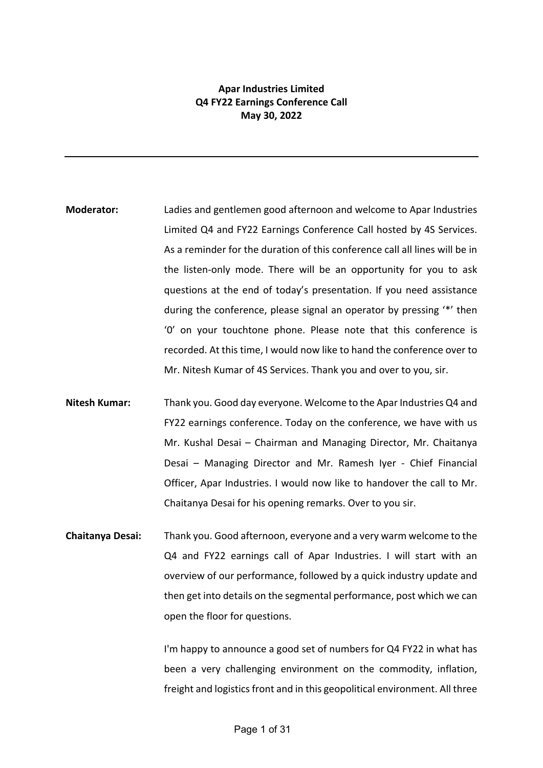**Apar Industries Limited**
**Q4 FY22 Earnings Conference Call**
**May 30, 2022**

---

**Moderator:** Ladies and gentlemen good afternoon and welcome to Apar Industries Limited Q4 and FY22 Earnings Conference Call hosted by 4S Services. As a reminder for the duration of this conference call all lines will be in the listen-only mode. There will be an opportunity for you to ask questions at the end of today's presentation. If you need assistance during the conference, please signal an operator by pressing '*' then '0' on your touchtone phone. Please note that this conference is recorded. At this time, I would now like to hand the conference over to Mr. Nitesh Kumar of 4S Services. Thank you and over to you, sir.

**Nitesh Kumar:** Thank you. Good day everyone. Welcome to the Apar Industries Q4 and FY22 earnings conference. Today on the conference, we have with us Mr. Kushal Desai – Chairman and Managing Director, Mr. Chaitanya Desai – Managing Director and Mr. Ramesh Iyer - Chief Financial Officer, Apar Industries. I would now like to handover the call to Mr. Chaitanya Desai for his opening remarks. Over to you sir.

**Chaitanya Desai:** Thank you. Good afternoon, everyone and a very warm welcome to the Q4 and FY22 earnings call of Apar Industries. I will start with an overview of our performance, followed by a quick industry update and then get into details on the segmental performance, post which we can open the floor for questions.

I'm happy to announce a good set of numbers for Q4 FY22 in what has been a very challenging environment on the commodity, inflation, freight and logistics front and in this geopolitical environment. All three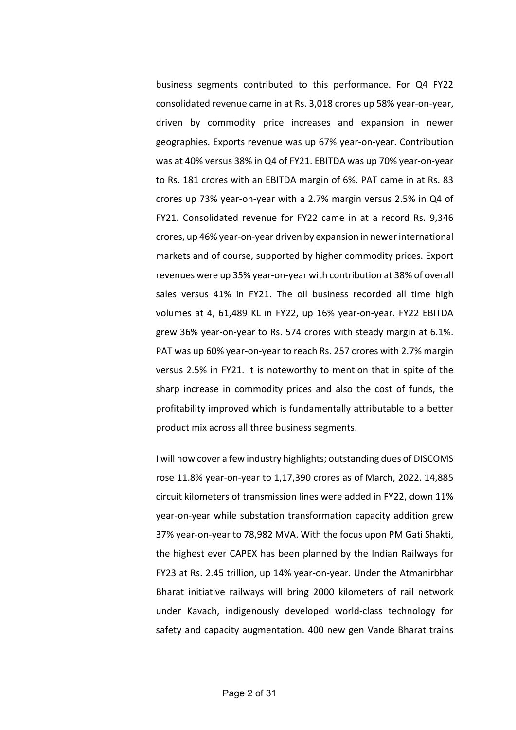business segments contributed to this performance. For Q4 FY22 consolidated revenue came in at Rs. 3,018 crores up 58% year-on-year, driven by commodity price increases and expansion in newer geographies. Exports revenue was up 67% year-on-year. Contribution was at 40% versus 38% in Q4 of FY21. EBITDA was up 70% year-on-year to Rs. 181 crores with an EBITDA margin of 6%. PAT came in at Rs. 83 crores up 73% year-on-year with a 2.7% margin versus 2.5% in Q4 of FY21. Consolidated revenue for FY22 came in at a record Rs. 9,346 crores, up 46% year-on-year driven by expansion in newer international markets and of course, supported by higher commodity prices. Export revenues were up 35% year-on-year with contribution at 38% of overall sales versus 41% in FY21. The oil business recorded all time high volumes at 4, 61,489 KL in FY22, up 16% year-on-year. FY22 EBITDA grew 36% year-on-year to Rs. 574 crores with steady margin at 6.1%. PAT was up 60% year-on-year to reach Rs. 257 crores with 2.7% margin versus 2.5% in FY21. It is noteworthy to mention that in spite of the sharp increase in commodity prices and also the cost of funds, the profitability improved which is fundamentally attributable to a better product mix across all three business segments.

I will now cover a few industry highlights; outstanding dues of DISCOMS rose 11.8% year-on-year to 1,17,390 crores as of March, 2022. 14,885 circuit kilometers of transmission lines were added in FY22, down 11% year-on-year while substation transformation capacity addition grew 37% year-on-year to 78,982 MVA. With the focus upon PM Gati Shakti, the highest ever CAPEX has been planned by the Indian Railways for FY23 at Rs. 2.45 trillion, up 14% year-on-year. Under the Atmanirbhar Bharat initiative railways will bring 2000 kilometers of rail network under Kavach, indigenously developed world-class technology for safety and capacity augmentation. 400 new gen Vande Bharat trains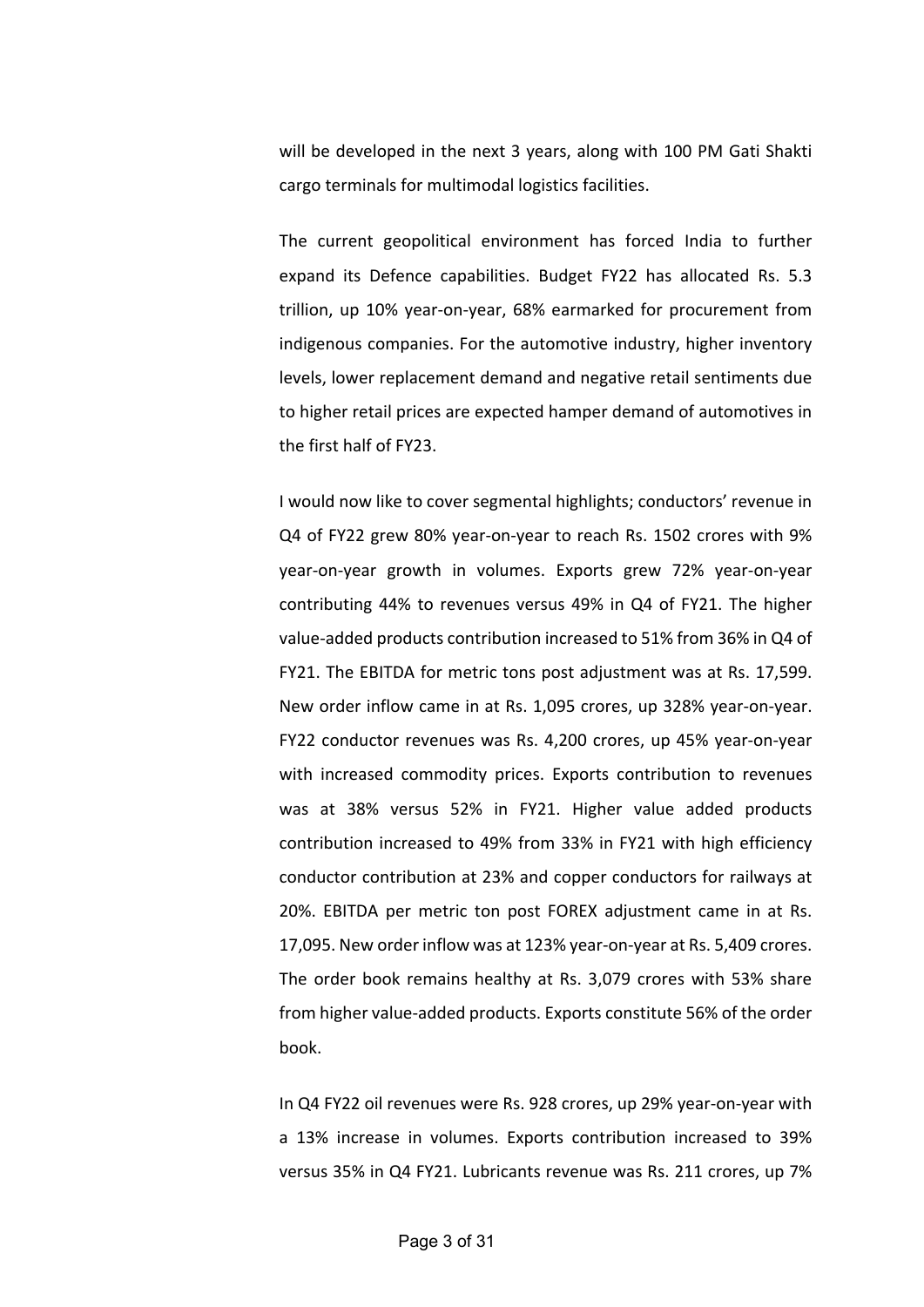will be developed in the next 3 years, along with 100 PM Gati Shakti cargo terminals for multimodal logistics facilities.

The current geopolitical environment has forced India to further expand its Defence capabilities. Budget FY22 has allocated Rs. 5.3 trillion, up 10% year-on-year, 68% earmarked for procurement from indigenous companies. For the automotive industry, higher inventory levels, lower replacement demand and negative retail sentiments due to higher retail prices are expected hamper demand of automotives in the first half of FY23.

I would now like to cover segmental highlights; conductors' revenue in Q4 of FY22 grew 80% year-on-year to reach Rs. 1502 crores with 9% year-on-year growth in volumes. Exports grew 72% year-on-year contributing 44% to revenues versus 49% in Q4 of FY21. The higher value-added products contribution increased to 51% from 36% in Q4 of FY21. The EBITDA for metric tons post adjustment was at Rs. 17,599. New order inflow came in at Rs. 1,095 crores, up 328% year-on-year. FY22 conductor revenues was Rs. 4,200 crores, up 45% year-on-year with increased commodity prices. Exports contribution to revenues was at 38% versus 52% in FY21. Higher value added products contribution increased to 49% from 33% in FY21 with high efficiency conductor contribution at 23% and copper conductors for railways at 20%. EBITDA per metric ton post FOREX adjustment came in at Rs. 17,095. New order inflow was at 123% year-on-year at Rs. 5,409 crores. The order book remains healthy at Rs. 3,079 crores with 53% share from higher value-added products. Exports constitute 56% of the order book.

In Q4 FY22 oil revenues were Rs. 928 crores, up 29% year-on-year with a 13% increase in volumes. Exports contribution increased to 39% versus 35% in Q4 FY21. Lubricants revenue was Rs. 211 crores, up 7%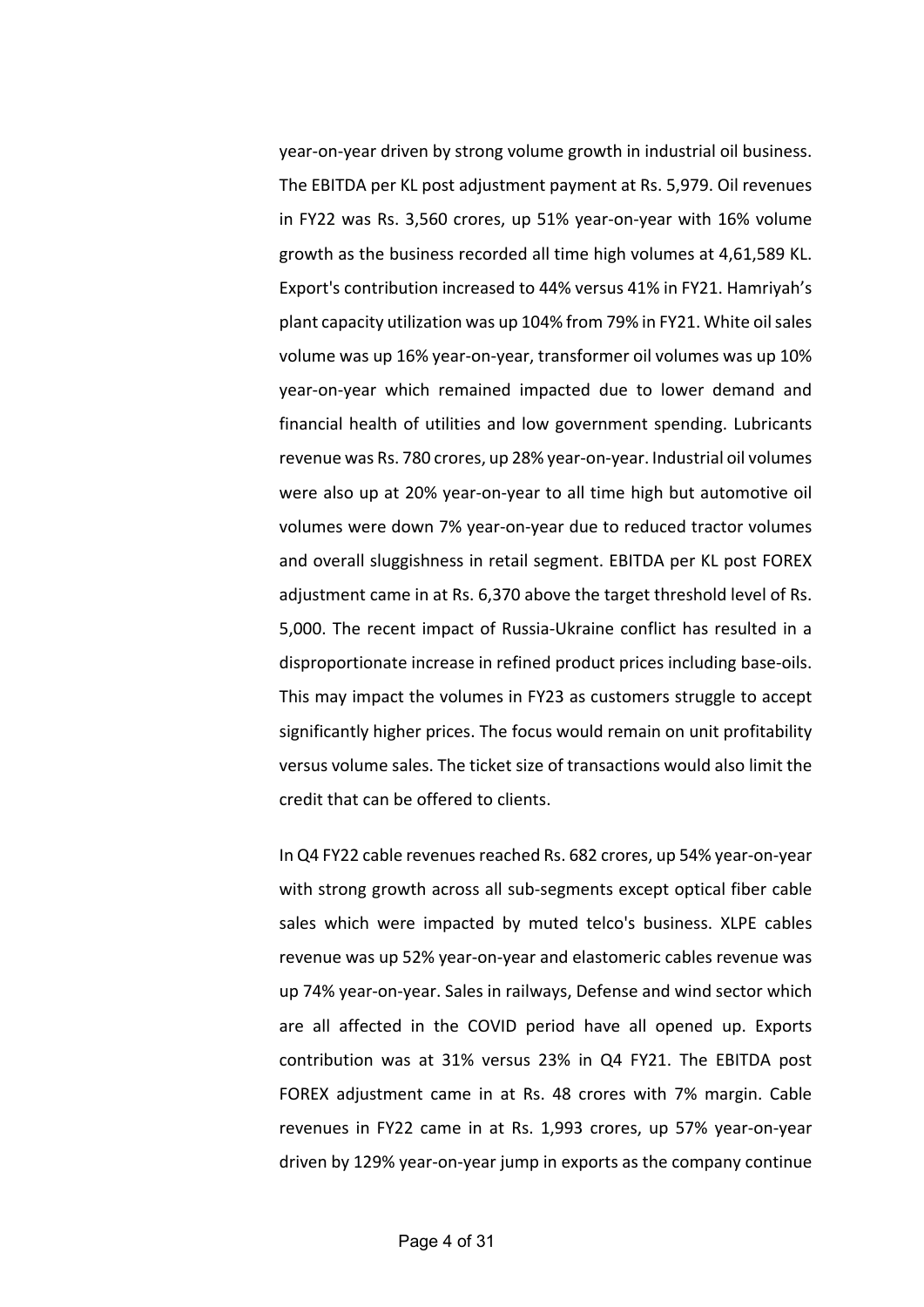year-on-year driven by strong volume growth in industrial oil business. The EBITDA per KL post adjustment payment at Rs. 5,979. Oil revenues in FY22 was Rs. 3,560 crores, up 51% year-on-year with 16% volume growth as the business recorded all time high volumes at 4,61,589 KL. Export's contribution increased to 44% versus 41% in FY21. Hamriyah's plant capacity utilization was up 104% from 79% in FY21. White oil sales volume was up 16% year-on-year, transformer oil volumes was up 10% year-on-year which remained impacted due to lower demand and financial health of utilities and low government spending. Lubricants revenue was Rs. 780 crores, up 28% year-on-year. Industrial oil volumes were also up at 20% year-on-year to all time high but automotive oil volumes were down 7% year-on-year due to reduced tractor volumes and overall sluggishness in retail segment. EBITDA per KL post FOREX adjustment came in at Rs. 6,370 above the target threshold level of Rs. 5,000. The recent impact of Russia-Ukraine conflict has resulted in a disproportionate increase in refined product prices including base-oils. This may impact the volumes in FY23 as customers struggle to accept significantly higher prices. The focus would remain on unit profitability versus volume sales. The ticket size of transactions would also limit the credit that can be offered to clients.

In Q4 FY22 cable revenues reached Rs. 682 crores, up 54% year-on-year with strong growth across all sub-segments except optical fiber cable sales which were impacted by muted telco's business. XLPE cables revenue was up 52% year-on-year and elastomeric cables revenue was up 74% year-on-year. Sales in railways, Defense and wind sector which are all affected in the COVID period have all opened up. Exports contribution was at 31% versus 23% in Q4 FY21. The EBITDA post FOREX adjustment came in at Rs. 48 crores with 7% margin. Cable revenues in FY22 came in at Rs. 1,993 crores, up 57% year-on-year driven by 129% year-on-year jump in exports as the company continue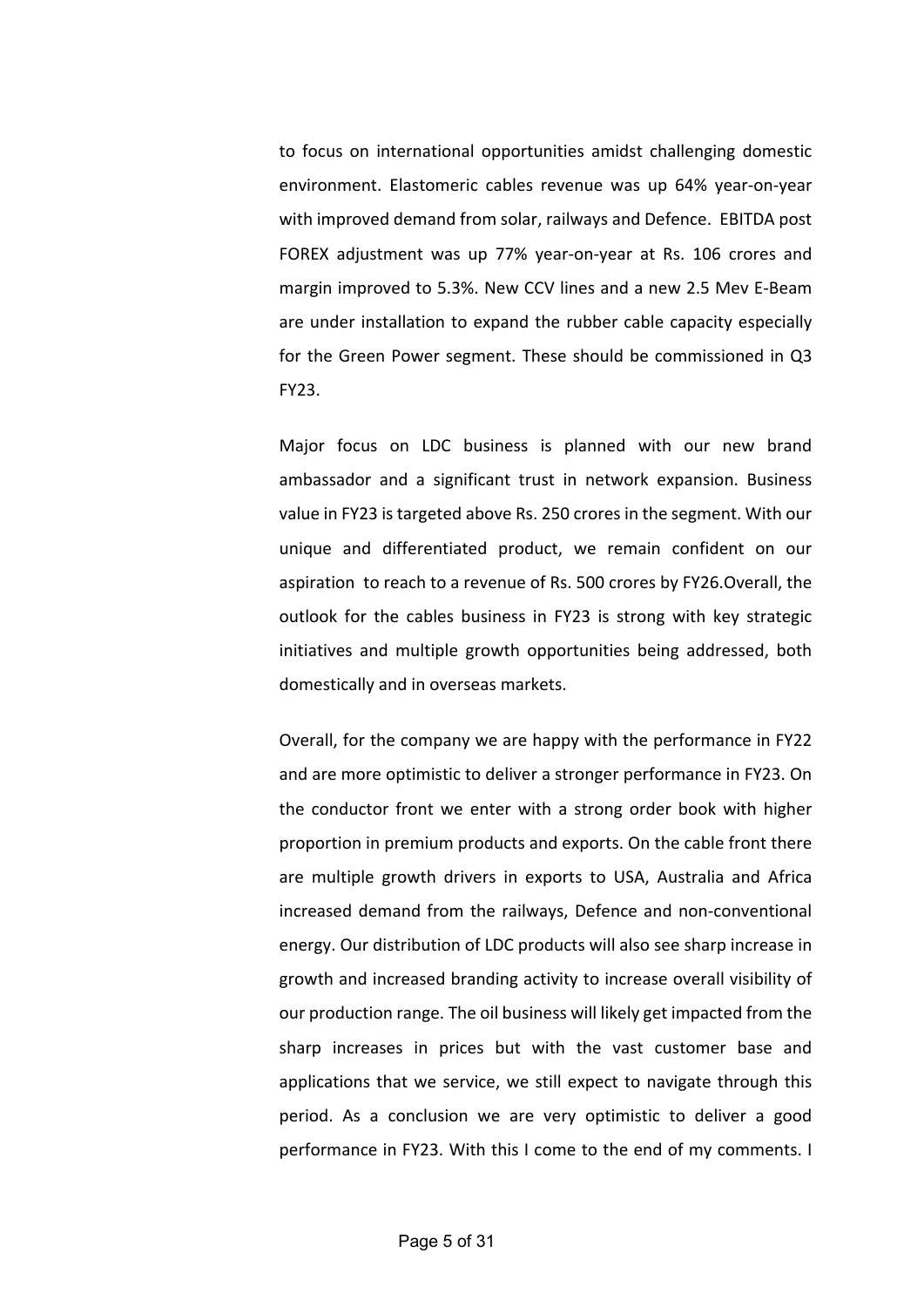to focus on international opportunities amidst challenging domestic environment. Elastomeric cables revenue was up 64% year-on-year with improved demand from solar, railways and Defence. EBITDA post FOREX adjustment was up 77% year-on-year at Rs. 106 crores and margin improved to 5.3%. New CCV lines and a new 2.5 Mev E-Beam are under installation to expand the rubber cable capacity especially for the Green Power segment. These should be commissioned in Q3 FY23.

Major focus on LDC business is planned with our new brand ambassador and a significant trust in network expansion. Business value in FY23 is targeted above Rs. 250 crores in the segment. With our unique and differentiated product, we remain confident on our aspiration to reach to a revenue of Rs. 500 crores by FY26.Overall, the outlook for the cables business in FY23 is strong with key strategic initiatives and multiple growth opportunities being addressed, both domestically and in overseas markets.

Overall, for the company we are happy with the performance in FY22 and are more optimistic to deliver a stronger performance in FY23. On the conductor front we enter with a strong order book with higher proportion in premium products and exports. On the cable front there are multiple growth drivers in exports to USA, Australia and Africa increased demand from the railways, Defence and non-conventional energy. Our distribution of LDC products will also see sharp increase in growth and increased branding activity to increase overall visibility of our production range. The oil business will likely get impacted from the sharp increases in prices but with the vast customer base and applications that we service, we still expect to navigate through this period. As a conclusion we are very optimistic to deliver a good performance in FY23. With this I come to the end of my comments. I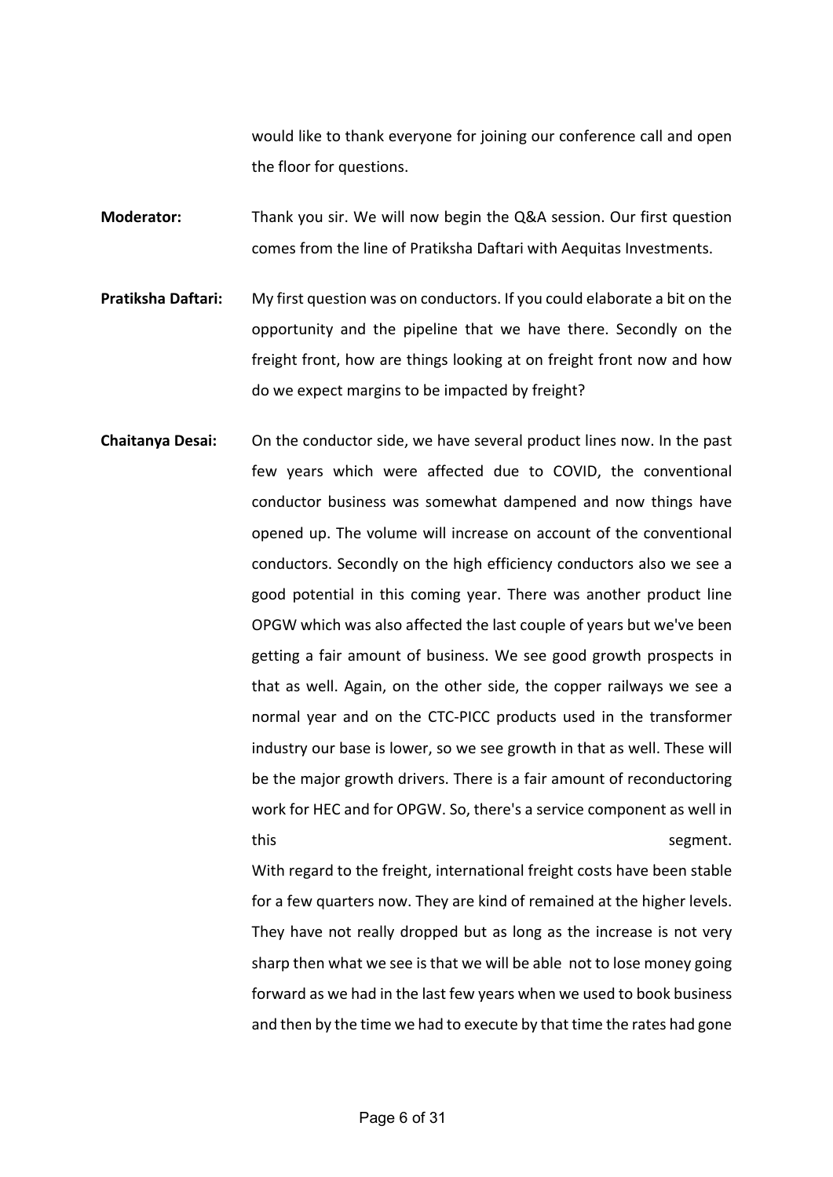would like to thank everyone for joining our conference call and open the floor for questions.

**Moderator:** Thank you sir. We will now begin the Q&A session. Our first question comes from the line of Pratiksha Daftari with Aequitas Investments.

**Pratiksha Daftari:** My first question was on conductors. If you could elaborate a bit on the opportunity and the pipeline that we have there. Secondly on the freight front, how are things looking at on freight front now and how do we expect margins to be impacted by freight?

**Chaitanya Desai:** On the conductor side, we have several product lines now. In the past few years which were affected due to COVID, the conventional conductor business was somewhat dampened and now things have opened up. The volume will increase on account of the conventional conductors. Secondly on the high efficiency conductors also we see a good potential in this coming year. There was another product line OPGW which was also affected the last couple of years but we've been getting a fair amount of business. We see good growth prospects in that as well. Again, on the other side, the copper railways we see a normal year and on the CTC-PICC products used in the transformer industry our base is lower, so we see growth in that as well. These will be the major growth drivers. There is a fair amount of reconductoring work for HEC and for OPGW. So, there's a service component as well in this segment.

With regard to the freight, international freight costs have been stable for a few quarters now. They are kind of remained at the higher levels. They have not really dropped but as long as the increase is not very sharp then what we see is that we will be able not to lose money going forward as we had in the last few years when we used to book business and then by the time we had to execute by that time the rates had gone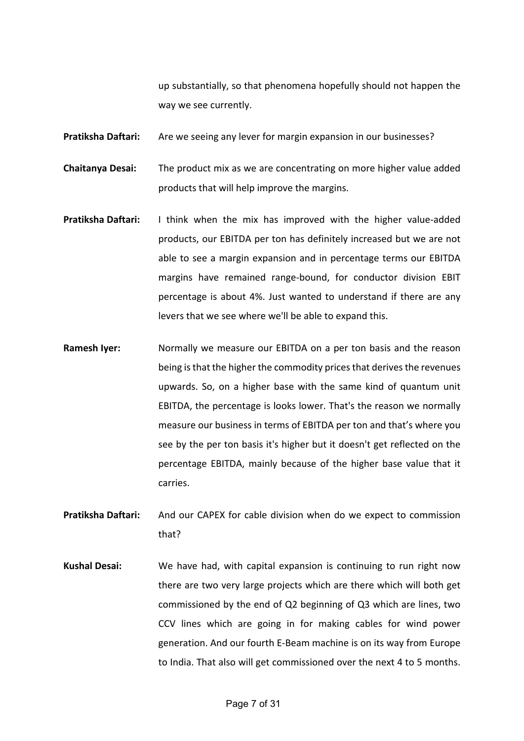up substantially, so that phenomena hopefully should not happen the way we see currently.

**Pratiksha Daftari:** Are we seeing any lever for margin expansion in our businesses?

**Chaitanya Desai:** The product mix as we are concentrating on more higher value added products that will help improve the margins.

**Pratiksha Daftari:** I think when the mix has improved with the higher value-added products, our EBITDA per ton has definitely increased but we are not able to see a margin expansion and in percentage terms our EBITDA margins have remained range-bound, for conductor division EBIT percentage is about 4%. Just wanted to understand if there are any levers that we see where we'll be able to expand this.

**Ramesh Iyer:** Normally we measure our EBITDA on a per ton basis and the reason being is that the higher the commodity prices that derives the revenues upwards. So, on a higher base with the same kind of quantum unit EBITDA, the percentage is looks lower. That's the reason we normally measure our business in terms of EBITDA per ton and that's where you see by the per ton basis it's higher but it doesn't get reflected on the percentage EBITDA, mainly because of the higher base value that it carries.

**Pratiksha Daftari:** And our CAPEX for cable division when do we expect to commission that?

**Kushal Desai:** We have had, with capital expansion is continuing to run right now there are two very large projects which are there which will both get commissioned by the end of Q2 beginning of Q3 which are lines, two CCV lines which are going in for making cables for wind power generation. And our fourth E-Beam machine is on its way from Europe to India. That also will get commissioned over the next 4 to 5 months.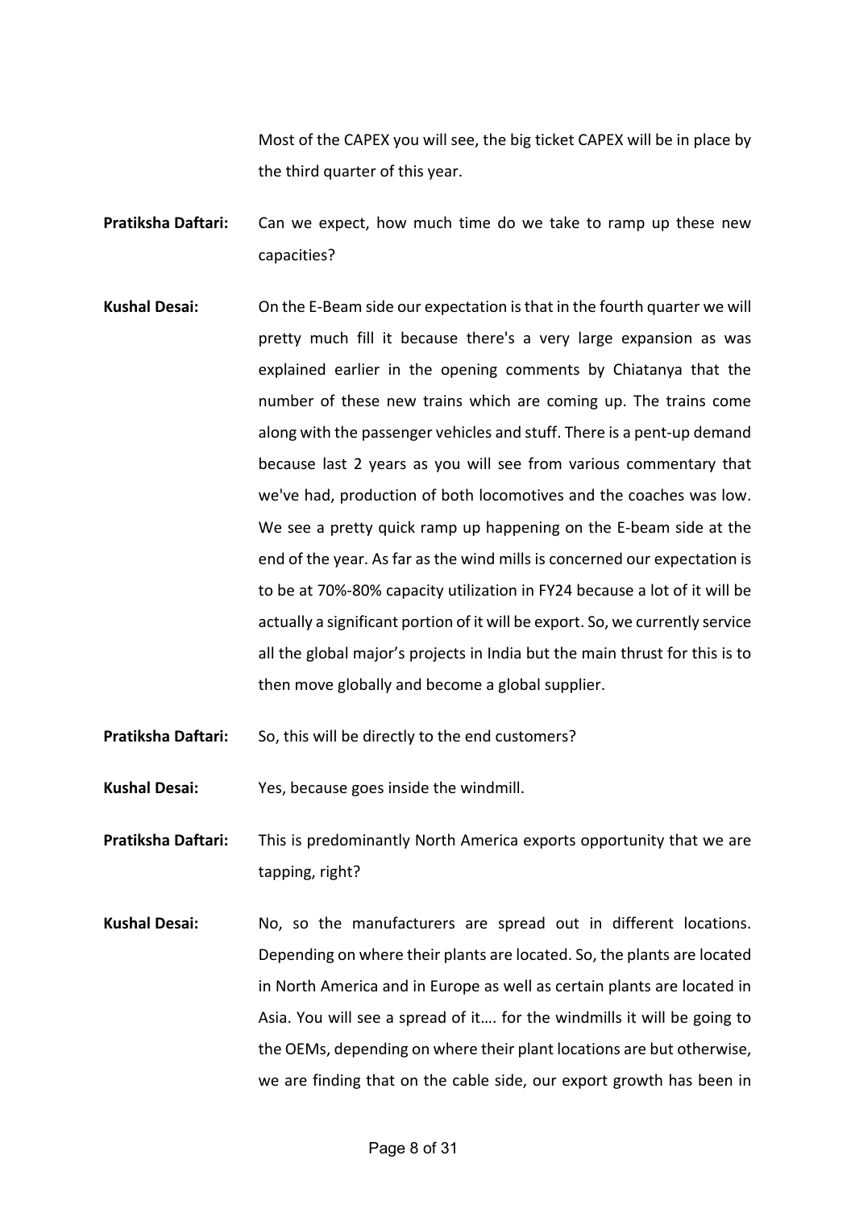Most of the CAPEX you will see, the big ticket CAPEX will be in place by the third quarter of this year.

**Pratiksha Daftari:** Can we expect, how much time do we take to ramp up these new capacities?

**Kushal Desai:** On the E-Beam side our expectation is that in the fourth quarter we will pretty much fill it because there's a very large expansion as was explained earlier in the opening comments by Chiatanya that the number of these new trains which are coming up. The trains come along with the passenger vehicles and stuff. There is a pent-up demand because last 2 years as you will see from various commentary that we've had, production of both locomotives and the coaches was low. We see a pretty quick ramp up happening on the E-beam side at the end of the year. As far as the wind mills is concerned our expectation is to be at 70%-80% capacity utilization in FY24 because a lot of it will be actually a significant portion of it will be export. So, we currently service all the global major's projects in India but the main thrust for this is to then move globally and become a global supplier.

**Pratiksha Daftari:** So, this will be directly to the end customers?

**Kushal Desai:** Yes, because goes inside the windmill.

**Pratiksha Daftari:** This is predominantly North America exports opportunity that we are tapping, right?

**Kushal Desai:** No, so the manufacturers are spread out in different locations. Depending on where their plants are located. So, the plants are located in North America and in Europe as well as certain plants are located in Asia. You will see a spread of it…. for the windmills it will be going to the OEMs, depending on where their plant locations are but otherwise, we are finding that on the cable side, our export growth has been in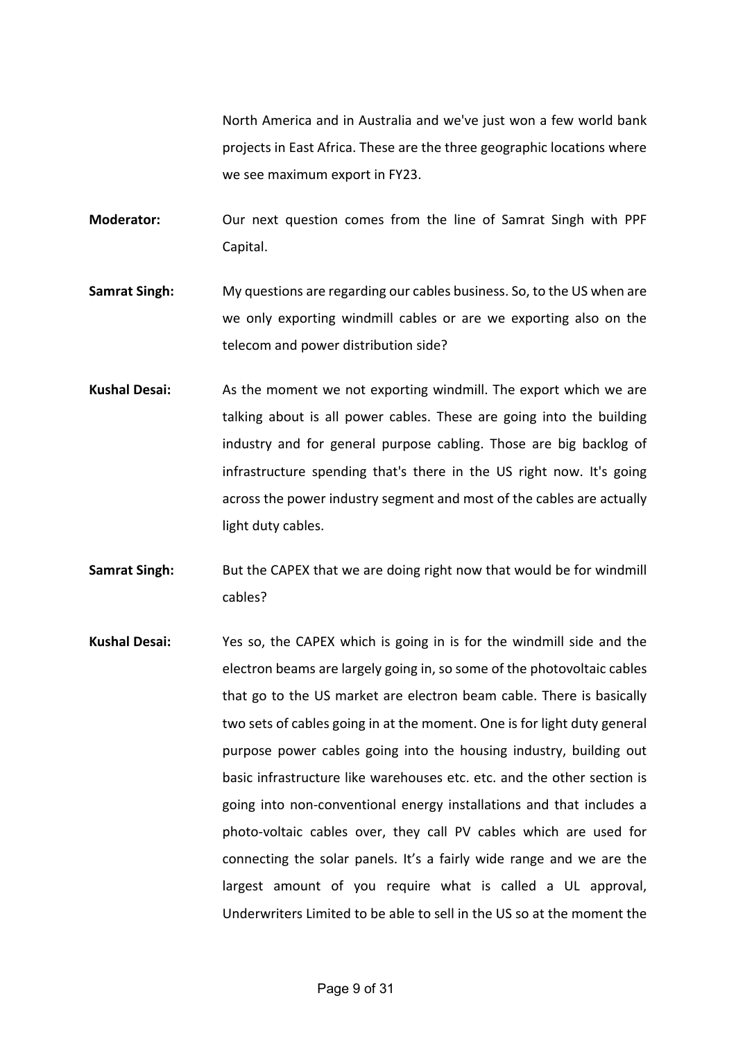North America and in Australia and we've just won a few world bank projects in East Africa. These are the three geographic locations where we see maximum export in FY23.

**Moderator:** Our next question comes from the line of Samrat Singh with PPF Capital.

**Samrat Singh:** My questions are regarding our cables business. So, to the US when are we only exporting windmill cables or are we exporting also on the telecom and power distribution side?

**Kushal Desai:** As the moment we not exporting windmill. The export which we are talking about is all power cables. These are going into the building industry and for general purpose cabling. Those are big backlog of infrastructure spending that's there in the US right now. It's going across the power industry segment and most of the cables are actually light duty cables.

**Samrat Singh:** But the CAPEX that we are doing right now that would be for windmill cables?

**Kushal Desai:** Yes so, the CAPEX which is going in is for the windmill side and the electron beams are largely going in, so some of the photovoltaic cables that go to the US market are electron beam cable. There is basically two sets of cables going in at the moment. One is for light duty general purpose power cables going into the housing industry, building out basic infrastructure like warehouses etc. etc. and the other section is going into non-conventional energy installations and that includes a photo-voltaic cables over, they call PV cables which are used for connecting the solar panels. It's a fairly wide range and we are the largest amount of you require what is called a UL approval, Underwriters Limited to be able to sell in the US so at the moment the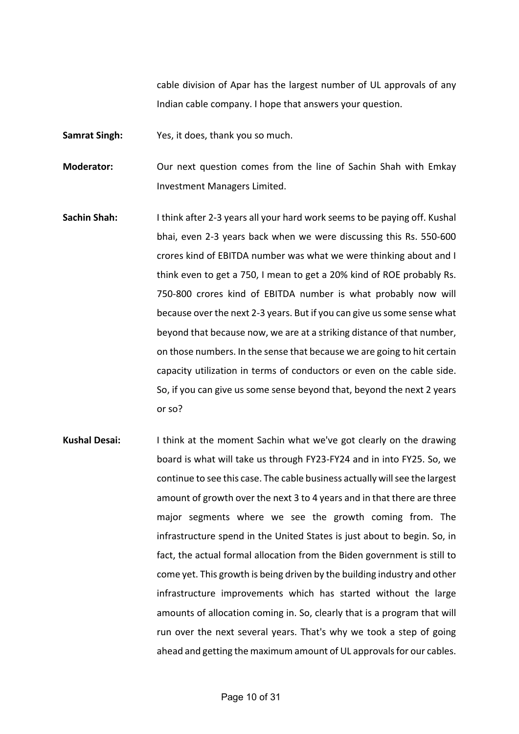cable division of Apar has the largest number of UL approvals of any Indian cable company. I hope that answers your question.

**Samrat Singh:** Yes, it does, thank you so much.

**Moderator:** Our next question comes from the line of Sachin Shah with Emkay Investment Managers Limited.

**Sachin Shah:** I think after 2-3 years all your hard work seems to be paying off. Kushal bhai, even 2-3 years back when we were discussing this Rs. 550-600 crores kind of EBITDA number was what we were thinking about and I think even to get a 750, I mean to get a 20% kind of ROE probably Rs. 750-800 crores kind of EBITDA number is what probably now will because over the next 2-3 years. But if you can give us some sense what beyond that because now, we are at a striking distance of that number, on those numbers. In the sense that because we are going to hit certain capacity utilization in terms of conductors or even on the cable side. So, if you can give us some sense beyond that, beyond the next 2 years or so?

**Kushal Desai:** I think at the moment Sachin what we've got clearly on the drawing board is what will take us through FY23-FY24 and in into FY25. So, we continue to see this case. The cable business actually will see the largest amount of growth over the next 3 to 4 years and in that there are three major segments where we see the growth coming from. The infrastructure spend in the United States is just about to begin. So, in fact, the actual formal allocation from the Biden government is still to come yet. This growth is being driven by the building industry and other infrastructure improvements which has started without the large amounts of allocation coming in. So, clearly that is a program that will run over the next several years. That's why we took a step of going ahead and getting the maximum amount of UL approvals for our cables.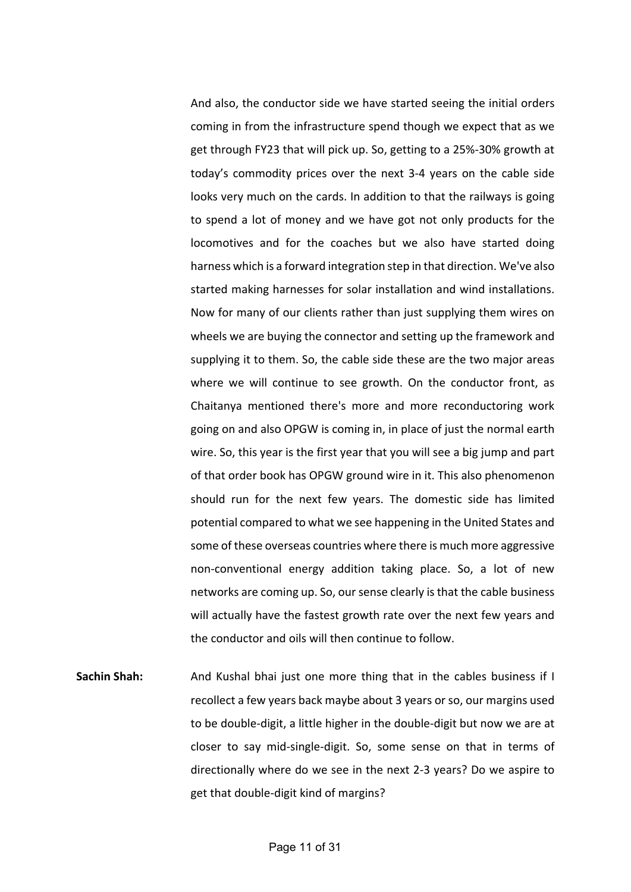And also, the conductor side we have started seeing the initial orders coming in from the infrastructure spend though we expect that as we get through FY23 that will pick up. So, getting to a 25%-30% growth at today's commodity prices over the next 3-4 years on the cable side looks very much on the cards. In addition to that the railways is going to spend a lot of money and we have got not only products for the locomotives and for the coaches but we also have started doing harness which is a forward integration step in that direction. We've also started making harnesses for solar installation and wind installations. Now for many of our clients rather than just supplying them wires on wheels we are buying the connector and setting up the framework and supplying it to them. So, the cable side these are the two major areas where we will continue to see growth. On the conductor front, as Chaitanya mentioned there's more and more reconductoring work going on and also OPGW is coming in, in place of just the normal earth wire. So, this year is the first year that you will see a big jump and part of that order book has OPGW ground wire in it. This also phenomenon should run for the next few years. The domestic side has limited potential compared to what we see happening in the United States and some of these overseas countries where there is much more aggressive non-conventional energy addition taking place. So, a lot of new networks are coming up. So, our sense clearly is that the cable business will actually have the fastest growth rate over the next few years and the conductor and oils will then continue to follow.

**Sachin Shah:** And Kushal bhai just one more thing that in the cables business if I recollect a few years back maybe about 3 years or so, our margins used to be double-digit, a little higher in the double-digit but now we are at closer to say mid-single-digit. So, some sense on that in terms of directionally where do we see in the next 2-3 years? Do we aspire to get that double-digit kind of margins?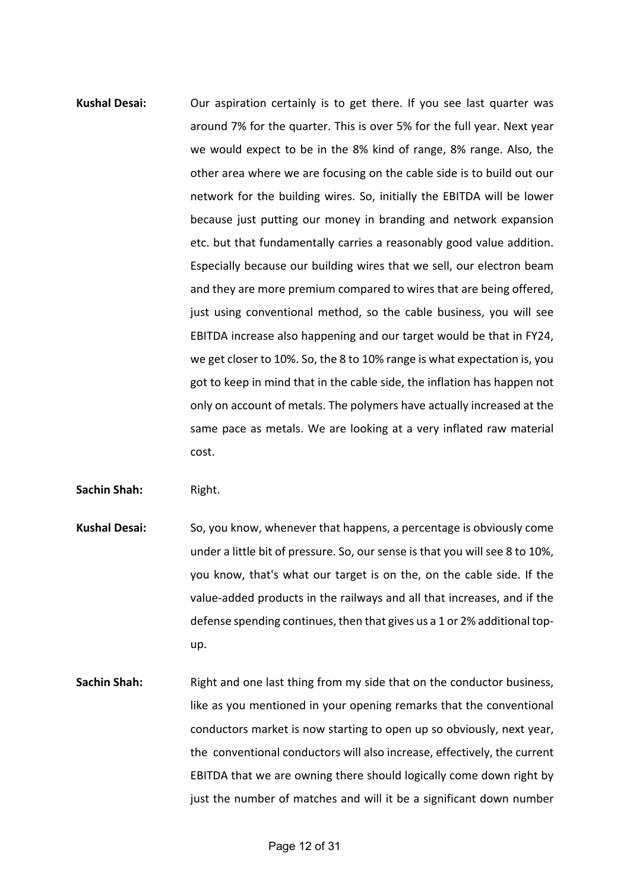**Kushal Desai:** Our aspiration certainly is to get there. If you see last quarter was around 7% for the quarter. This is over 5% for the full year. Next year we would expect to be in the 8% kind of range, 8% range. Also, the other area where we are focusing on the cable side is to build out our network for the building wires. So, initially the EBITDA will be lower because just putting our money in branding and network expansion etc. but that fundamentally carries a reasonably good value addition. Especially because our building wires that we sell, our electron beam and they are more premium compared to wires that are being offered, just using conventional method, so the cable business, you will see EBITDA increase also happening and our target would be that in FY24, we get closer to 10%. So, the 8 to 10% range is what expectation is, you got to keep in mind that in the cable side, the inflation has happen not only on account of metals. The polymers have actually increased at the same pace as metals. We are looking at a very inflated raw material cost.

**Sachin Shah:** Right.

**Kushal Desai:** So, you know, whenever that happens, a percentage is obviously come under a little bit of pressure. So, our sense is that you will see 8 to 10%, you know, that's what our target is on the, on the cable side. If the value-added products in the railways and all that increases, and if the defense spending continues, then that gives us a 1 or 2% additional top-up.

**Sachin Shah:** Right and one last thing from my side that on the conductor business, like as you mentioned in your opening remarks that the conventional conductors market is now starting to open up so obviously, next year, the conventional conductors will also increase, effectively, the current EBITDA that we are owning there should logically come down right by just the number of matches and will it be a significant down number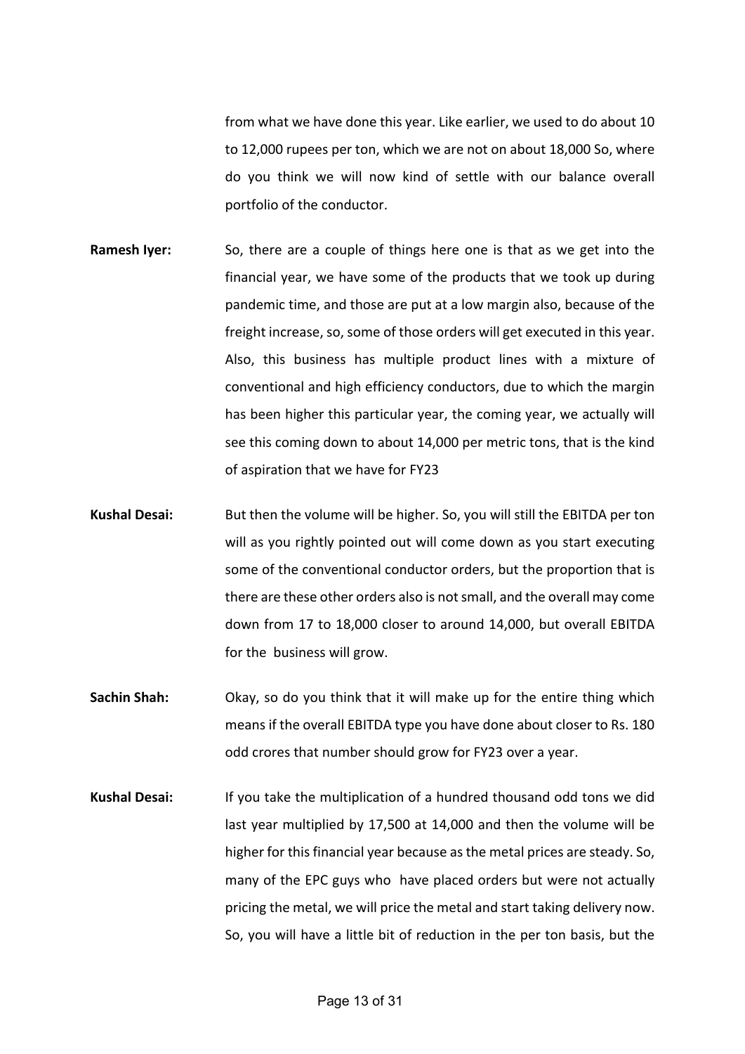from what we have done this year. Like earlier, we used to do about 10 to 12,000 rupees per ton, which we are not on about 18,000 So, where do you think we will now kind of settle with our balance overall portfolio of the conductor.

**Ramesh Iyer:** So, there are a couple of things here one is that as we get into the financial year, we have some of the products that we took up during pandemic time, and those are put at a low margin also, because of the freight increase, so, some of those orders will get executed in this year. Also, this business has multiple product lines with a mixture of conventional and high efficiency conductors, due to which the margin has been higher this particular year, the coming year, we actually will see this coming down to about 14,000 per metric tons, that is the kind of aspiration that we have for FY23

**Kushal Desai:** But then the volume will be higher. So, you will still the EBITDA per ton will as you rightly pointed out will come down as you start executing some of the conventional conductor orders, but the proportion that is there are these other orders also is not small, and the overall may come down from 17 to 18,000 closer to around 14,000, but overall EBITDA for the business will grow.

**Sachin Shah:** Okay, so do you think that it will make up for the entire thing which means if the overall EBITDA type you have done about closer to Rs. 180 odd crores that number should grow for FY23 over a year.

**Kushal Desai:** If you take the multiplication of a hundred thousand odd tons we did last year multiplied by 17,500 at 14,000 and then the volume will be higher for this financial year because as the metal prices are steady. So, many of the EPC guys who have placed orders but were not actually pricing the metal, we will price the metal and start taking delivery now. So, you will have a little bit of reduction in the per ton basis, but the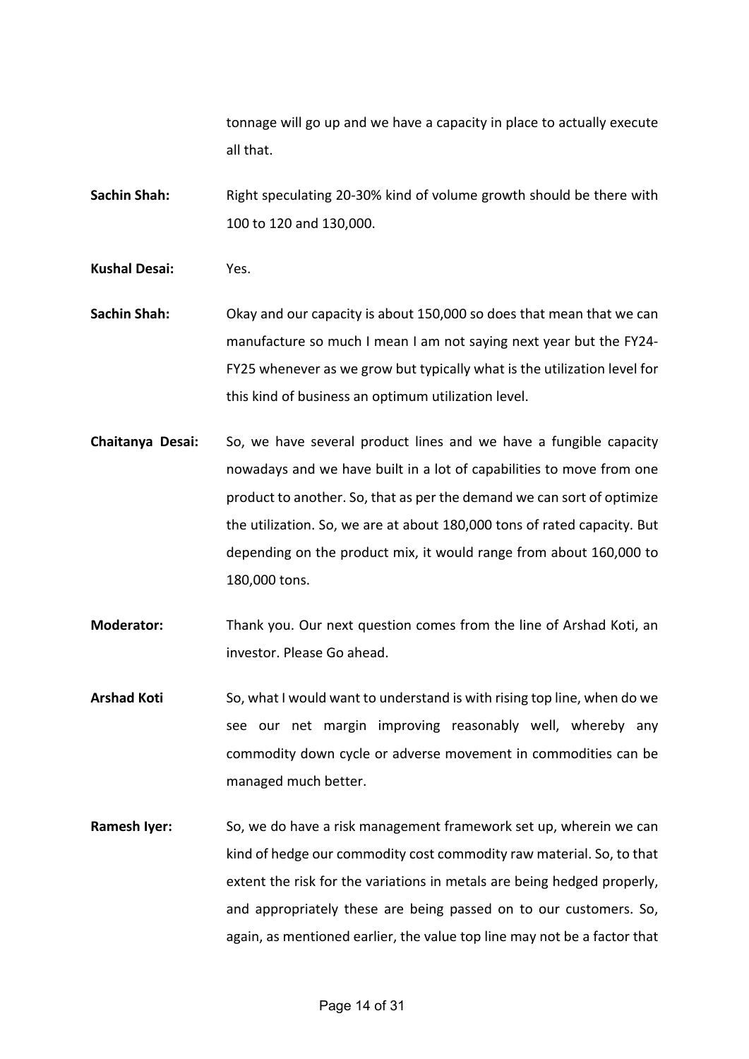tonnage will go up and we have a capacity in place to actually execute all that.

**Sachin Shah:** Right speculating 20-30% kind of volume growth should be there with 100 to 120 and 130,000.

**Kushal Desai:** Yes.

**Sachin Shah:** Okay and our capacity is about 150,000 so does that mean that we can manufacture so much I mean I am not saying next year but the FY24-FY25 whenever as we grow but typically what is the utilization level for this kind of business an optimum utilization level.

**Chaitanya Desai:** So, we have several product lines and we have a fungible capacity nowadays and we have built in a lot of capabilities to move from one product to another. So, that as per the demand we can sort of optimize the utilization. So, we are at about 180,000 tons of rated capacity. But depending on the product mix, it would range from about 160,000 to 180,000 tons.

**Moderator:** Thank you. Our next question comes from the line of Arshad Koti, an investor. Please Go ahead.

**Arshad Koti** So, what I would want to understand is with rising top line, when do we see our net margin improving reasonably well, whereby any commodity down cycle or adverse movement in commodities can be managed much better.

**Ramesh Iyer:** So, we do have a risk management framework set up, wherein we can kind of hedge our commodity cost commodity raw material. So, to that extent the risk for the variations in metals are being hedged properly, and appropriately these are being passed on to our customers. So, again, as mentioned earlier, the value top line may not be a factor that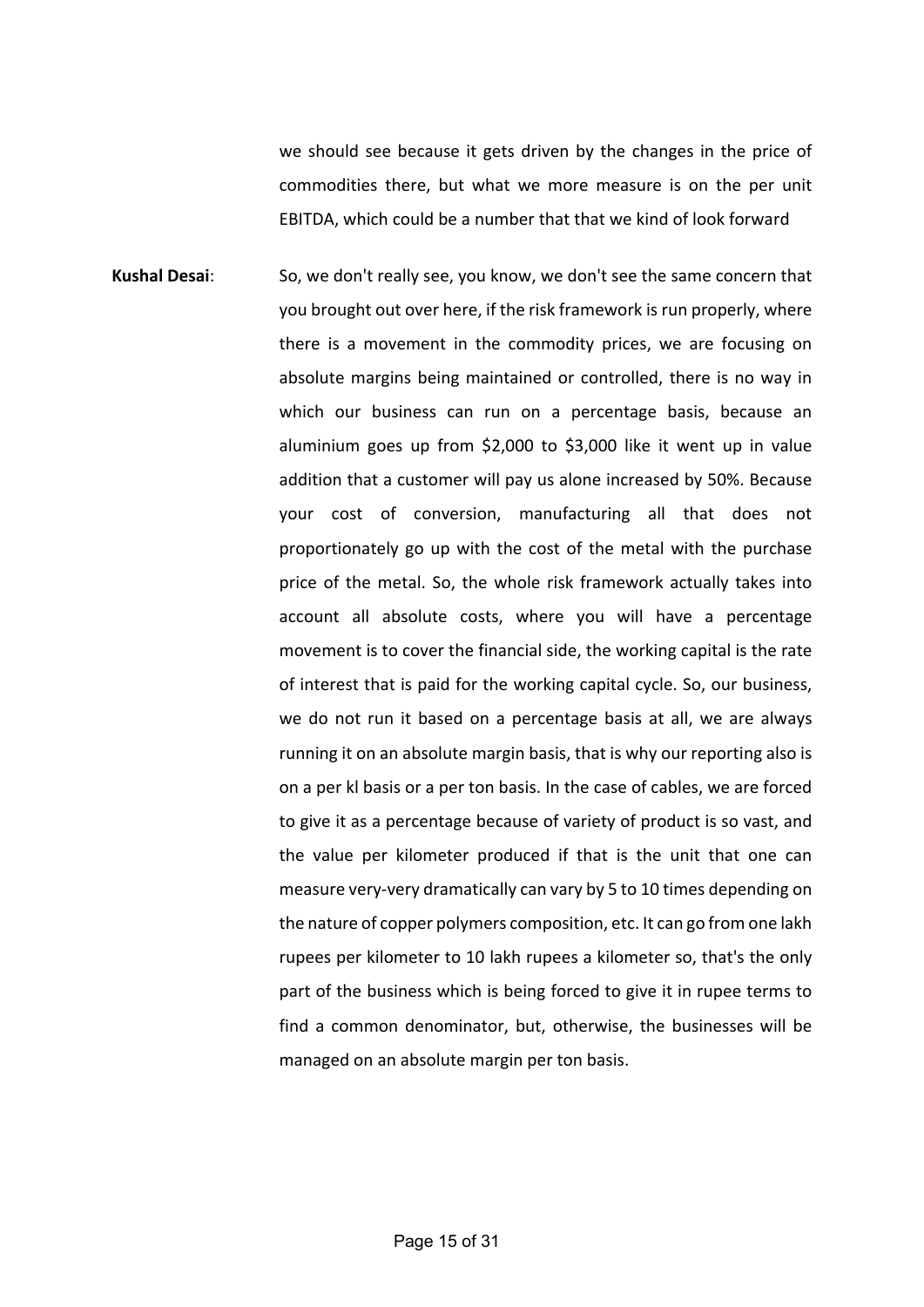we should see because it gets driven by the changes in the price of commodities there, but what we more measure is on the per unit EBITDA, which could be a number that that we kind of look forward

**Kushal Desai**: So, we don't really see, you know, we don't see the same concern that you brought out over here, if the risk framework is run properly, where there is a movement in the commodity prices, we are focusing on absolute margins being maintained or controlled, there is no way in which our business can run on a percentage basis, because an aluminium goes up from $2,000 to $3,000 like it went up in value addition that a customer will pay us alone increased by 50%. Because your cost of conversion, manufacturing all that does not proportionately go up with the cost of the metal with the purchase price of the metal. So, the whole risk framework actually takes into account all absolute costs, where you will have a percentage movement is to cover the financial side, the working capital is the rate of interest that is paid for the working capital cycle. So, our business, we do not run it based on a percentage basis at all, we are always running it on an absolute margin basis, that is why our reporting also is on a per kl basis or a per ton basis. In the case of cables, we are forced to give it as a percentage because of variety of product is so vast, and the value per kilometer produced if that is the unit that one can measure very-very dramatically can vary by 5 to 10 times depending on the nature of copper polymers composition, etc. It can go from one lakh rupees per kilometer to 10 lakh rupees a kilometer so, that's the only part of the business which is being forced to give it in rupee terms to find a common denominator, but, otherwise, the businesses will be managed on an absolute margin per ton basis.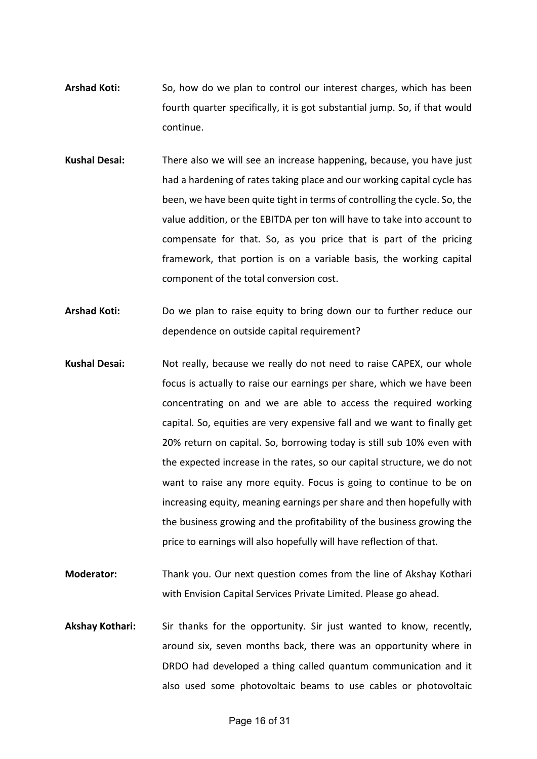**Arshad Koti:** So, how do we plan to control our interest charges, which has been fourth quarter specifically, it is got substantial jump. So, if that would continue.

**Kushal Desai:** There also we will see an increase happening, because, you have just had a hardening of rates taking place and our working capital cycle has been, we have been quite tight in terms of controlling the cycle. So, the value addition, or the EBITDA per ton will have to take into account to compensate for that. So, as you price that is part of the pricing framework, that portion is on a variable basis, the working capital component of the total conversion cost.

**Arshad Koti:** Do we plan to raise equity to bring down our to further reduce our dependence on outside capital requirement?

**Kushal Desai:** Not really, because we really do not need to raise CAPEX, our whole focus is actually to raise our earnings per share, which we have been concentrating on and we are able to access the required working capital. So, equities are very expensive fall and we want to finally get 20% return on capital. So, borrowing today is still sub 10% even with the expected increase in the rates, so our capital structure, we do not want to raise any more equity. Focus is going to continue to be on increasing equity, meaning earnings per share and then hopefully with the business growing and the profitability of the business growing the price to earnings will also hopefully will have reflection of that.

**Moderator:** Thank you. Our next question comes from the line of Akshay Kothari with Envision Capital Services Private Limited. Please go ahead.

**Akshay Kothari:** Sir thanks for the opportunity. Sir just wanted to know, recently, around six, seven months back, there was an opportunity where in DRDO had developed a thing called quantum communication and it also used some photovoltaic beams to use cables or photovoltaic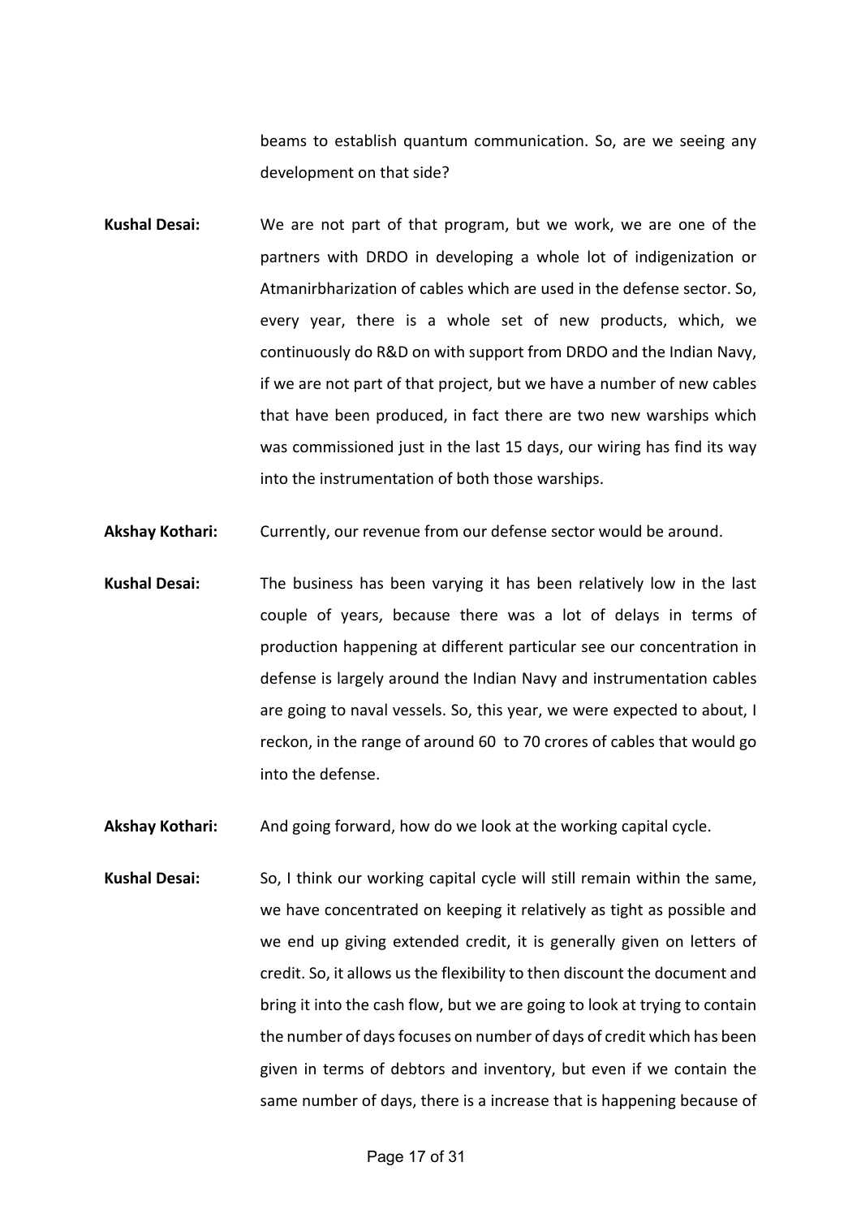beams to establish quantum communication. So, are we seeing any development on that side?

**Kushal Desai:** We are not part of that program, but we work, we are one of the partners with DRDO in developing a whole lot of indigenization or Atmanirbharization of cables which are used in the defense sector. So, every year, there is a whole set of new products, which, we continuously do R&D on with support from DRDO and the Indian Navy, if we are not part of that project, but we have a number of new cables that have been produced, in fact there are two new warships which was commissioned just in the last 15 days, our wiring has find its way into the instrumentation of both those warships.

**Akshay Kothari:** Currently, our revenue from our defense sector would be around.

**Kushal Desai:** The business has been varying it has been relatively low in the last couple of years, because there was a lot of delays in terms of production happening at different particular see our concentration in defense is largely around the Indian Navy and instrumentation cables are going to naval vessels. So, this year, we were expected to about, I reckon, in the range of around 60 to 70 crores of cables that would go into the defense.

**Akshay Kothari:** And going forward, how do we look at the working capital cycle.

**Kushal Desai:** So, I think our working capital cycle will still remain within the same, we have concentrated on keeping it relatively as tight as possible and we end up giving extended credit, it is generally given on letters of credit. So, it allows us the flexibility to then discount the document and bring it into the cash flow, but we are going to look at trying to contain the number of days focuses on number of days of credit which has been given in terms of debtors and inventory, but even if we contain the same number of days, there is a increase that is happening because of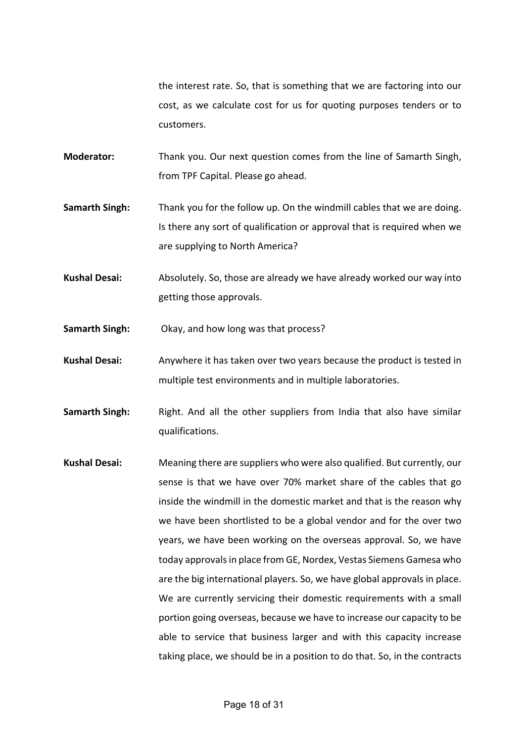the interest rate. So, that is something that we are factoring into our cost, as we calculate cost for us for quoting purposes tenders or to customers.

**Moderator:** Thank you. Our next question comes from the line of Samarth Singh, from TPF Capital. Please go ahead.

**Samarth Singh:** Thank you for the follow up. On the windmill cables that we are doing. Is there any sort of qualification or approval that is required when we are supplying to North America?

**Kushal Desai:** Absolutely. So, those are already we have already worked our way into getting those approvals.

**Samarth Singh:** Okay, and how long was that process?

**Kushal Desai:** Anywhere it has taken over two years because the product is tested in multiple test environments and in multiple laboratories.

**Samarth Singh:** Right. And all the other suppliers from India that also have similar qualifications.

**Kushal Desai:** Meaning there are suppliers who were also qualified. But currently, our sense is that we have over 70% market share of the cables that go inside the windmill in the domestic market and that is the reason why we have been shortlisted to be a global vendor and for the over two years, we have been working on the overseas approval. So, we have today approvals in place from GE, Nordex, Vestas Siemens Gamesa who are the big international players. So, we have global approvals in place. We are currently servicing their domestic requirements with a small portion going overseas, because we have to increase our capacity to be able to service that business larger and with this capacity increase taking place, we should be in a position to do that. So, in the contracts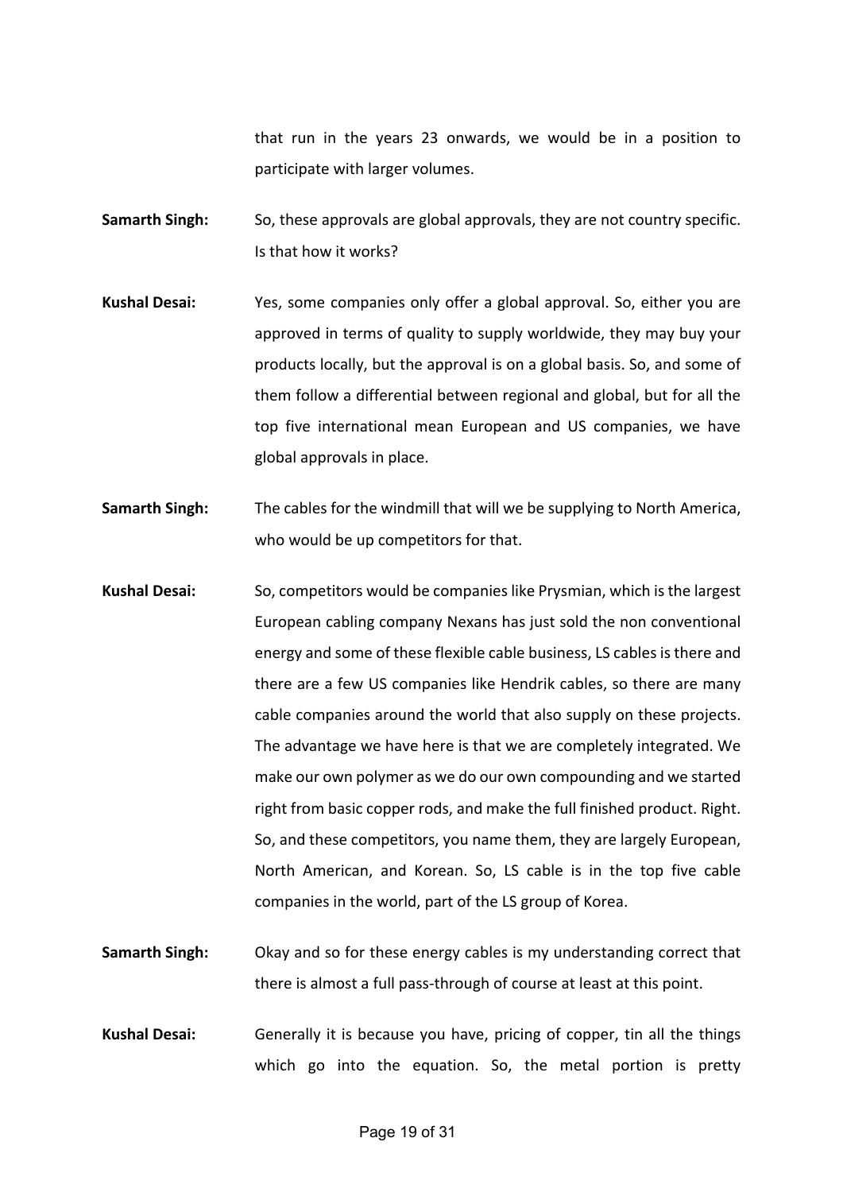that run in the years 23 onwards, we would be in a position to participate with larger volumes.

**Samarth Singh:** So, these approvals are global approvals, they are not country specific. Is that how it works?

**Kushal Desai:** Yes, some companies only offer a global approval. So, either you are approved in terms of quality to supply worldwide, they may buy your products locally, but the approval is on a global basis. So, and some of them follow a differential between regional and global, but for all the top five international mean European and US companies, we have global approvals in place.

**Samarth Singh:** The cables for the windmill that will we be supplying to North America, who would be up competitors for that.

**Kushal Desai:** So, competitors would be companies like Prysmian, which is the largest European cabling company Nexans has just sold the non conventional energy and some of these flexible cable business, LS cables is there and there are a few US companies like Hendrik cables, so there are many cable companies around the world that also supply on these projects. The advantage we have here is that we are completely integrated. We make our own polymer as we do our own compounding and we started right from basic copper rods, and make the full finished product. Right. So, and these competitors, you name them, they are largely European, North American, and Korean. So, LS cable is in the top five cable companies in the world, part of the LS group of Korea.

**Samarth Singh:** Okay and so for these energy cables is my understanding correct that there is almost a full pass-through of course at least at this point.

**Kushal Desai:** Generally it is because you have, pricing of copper, tin all the things which go into the equation. So, the metal portion is pretty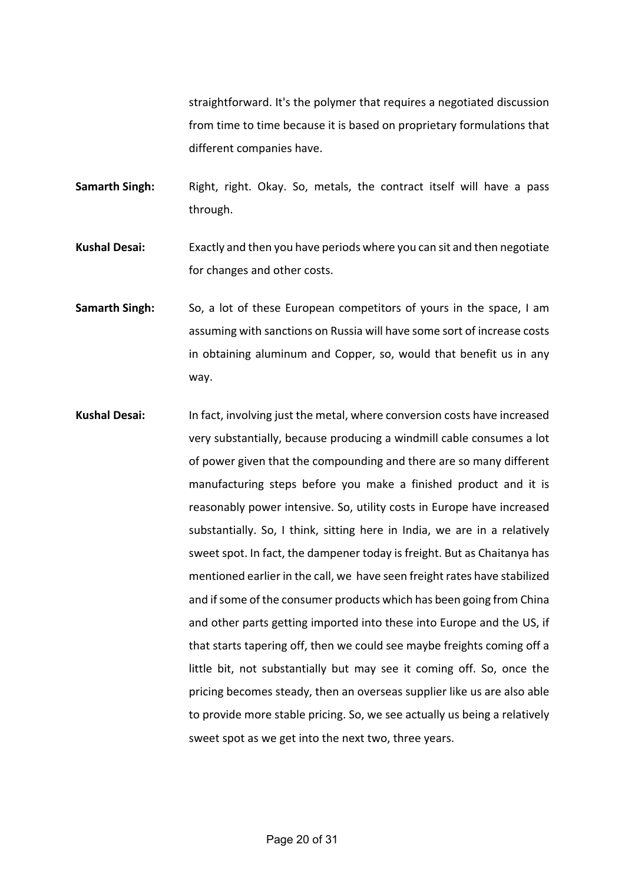straightforward. It's the polymer that requires a negotiated discussion from time to time because it is based on proprietary formulations that different companies have.

**Samarth Singh:** Right, right. Okay. So, metals, the contract itself will have a pass through.

**Kushal Desai:** Exactly and then you have periods where you can sit and then negotiate for changes and other costs.

**Samarth Singh:** So, a lot of these European competitors of yours in the space, I am assuming with sanctions on Russia will have some sort of increase costs in obtaining aluminum and Copper, so, would that benefit us in any way.

**Kushal Desai:** In fact, involving just the metal, where conversion costs have increased very substantially, because producing a windmill cable consumes a lot of power given that the compounding and there are so many different manufacturing steps before you make a finished product and it is reasonably power intensive. So, utility costs in Europe have increased substantially. So, I think, sitting here in India, we are in a relatively sweet spot. In fact, the dampener today is freight. But as Chaitanya has mentioned earlier in the call, we have seen freight rates have stabilized and if some of the consumer products which has been going from China and other parts getting imported into these into Europe and the US, if that starts tapering off, then we could see maybe freights coming off a little bit, not substantially but may see it coming off. So, once the pricing becomes steady, then an overseas supplier like us are also able to provide more stable pricing. So, we see actually us being a relatively sweet spot as we get into the next two, three years.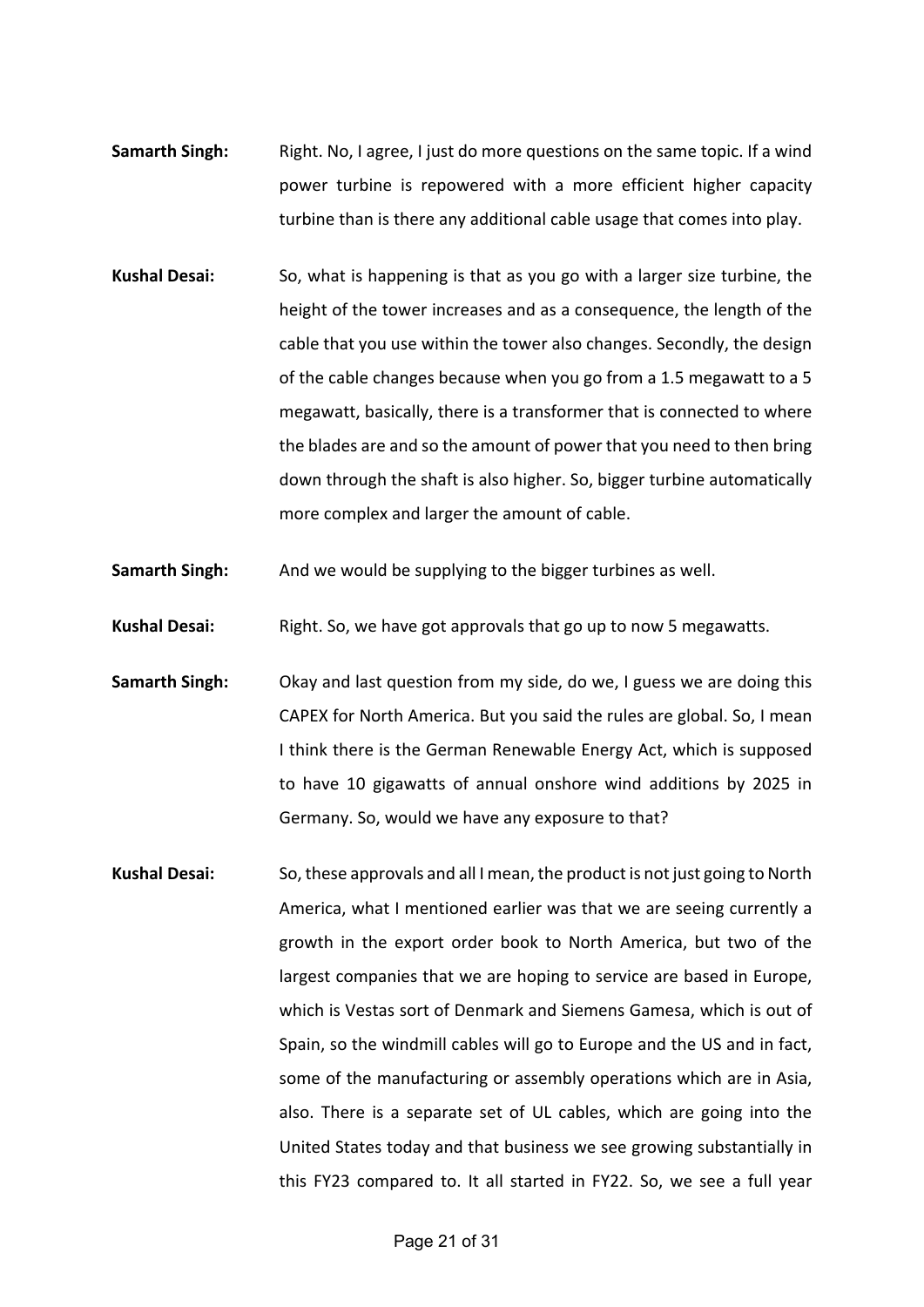**Samarth Singh:** Right. No, I agree, I just do more questions on the same topic. If a wind power turbine is repowered with a more efficient higher capacity turbine than is there any additional cable usage that comes into play.

**Kushal Desai:** So, what is happening is that as you go with a larger size turbine, the height of the tower increases and as a consequence, the length of the cable that you use within the tower also changes. Secondly, the design of the cable changes because when you go from a 1.5 megawatt to a 5 megawatt, basically, there is a transformer that is connected to where the blades are and so the amount of power that you need to then bring down through the shaft is also higher. So, bigger turbine automatically more complex and larger the amount of cable.

**Samarth Singh:** And we would be supplying to the bigger turbines as well.

**Kushal Desai:** Right. So, we have got approvals that go up to now 5 megawatts.

**Samarth Singh:** Okay and last question from my side, do we, I guess we are doing this CAPEX for North America. But you said the rules are global. So, I mean I think there is the German Renewable Energy Act, which is supposed to have 10 gigawatts of annual onshore wind additions by 2025 in Germany. So, would we have any exposure to that?

**Kushal Desai:** So, these approvals and all I mean, the product is not just going to North America, what I mentioned earlier was that we are seeing currently a growth in the export order book to North America, but two of the largest companies that we are hoping to service are based in Europe, which is Vestas sort of Denmark and Siemens Gamesa, which is out of Spain, so the windmill cables will go to Europe and the US and in fact, some of the manufacturing or assembly operations which are in Asia, also. There is a separate set of UL cables, which are going into the United States today and that business we see growing substantially in this FY23 compared to. It all started in FY22. So, we see a full year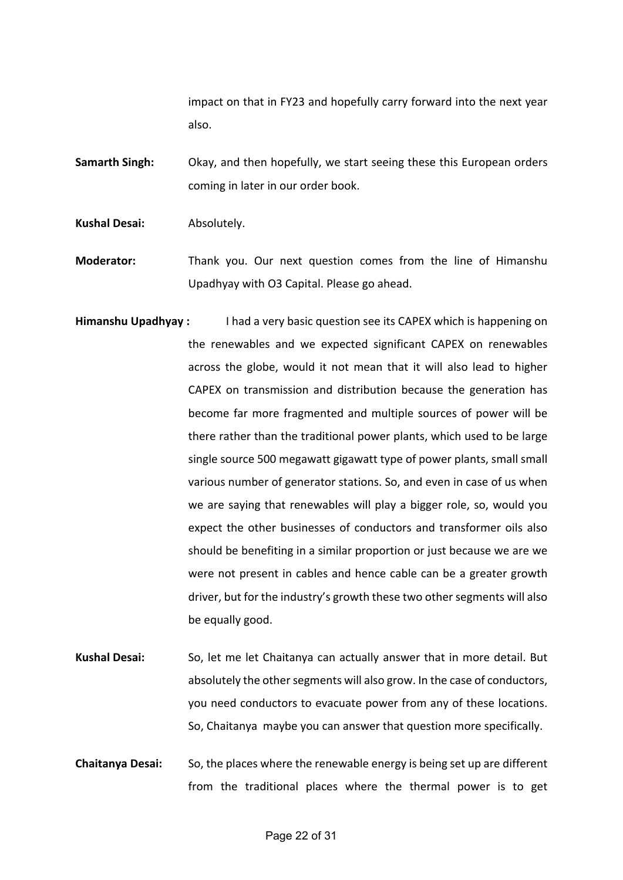impact on that in FY23 and hopefully carry forward into the next year also.

**Samarth Singh:** Okay, and then hopefully, we start seeing these this European orders coming in later in our order book.

**Kushal Desai:** Absolutely.

**Moderator:** Thank you. Our next question comes from the line of Himanshu Upadhyay with O3 Capital. Please go ahead.

**Himanshu Upadhyay :** I had a very basic question see its CAPEX which is happening on the renewables and we expected significant CAPEX on renewables across the globe, would it not mean that it will also lead to higher CAPEX on transmission and distribution because the generation has become far more fragmented and multiple sources of power will be there rather than the traditional power plants, which used to be large single source 500 megawatt gigawatt type of power plants, small small various number of generator stations. So, and even in case of us when we are saying that renewables will play a bigger role, so, would you expect the other businesses of conductors and transformer oils also should be benefiting in a similar proportion or just because we are we were not present in cables and hence cable can be a greater growth driver, but for the industry's growth these two other segments will also be equally good.

**Kushal Desai:** So, let me let Chaitanya can actually answer that in more detail. But absolutely the other segments will also grow. In the case of conductors, you need conductors to evacuate power from any of these locations. So, Chaitanya maybe you can answer that question more specifically.

**Chaitanya Desai:** So, the places where the renewable energy is being set up are different from the traditional places where the thermal power is to get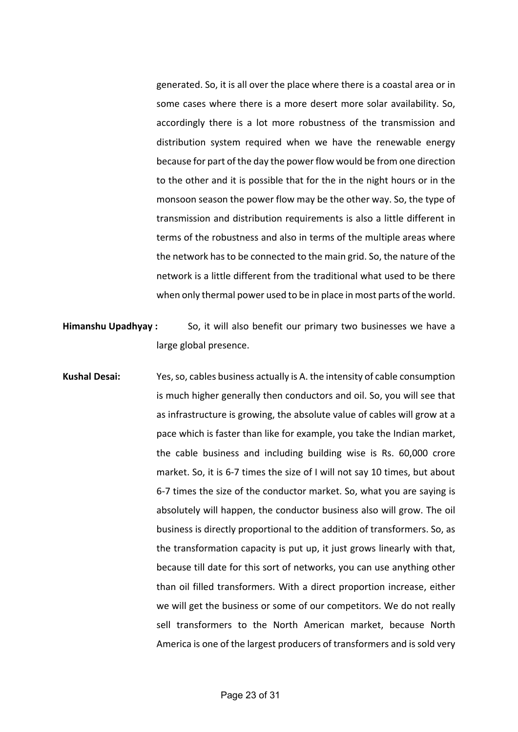generated. So, it is all over the place where there is a coastal area or in some cases where there is a more desert more solar availability. So, accordingly there is a lot more robustness of the transmission and distribution system required when we have the renewable energy because for part of the day the power flow would be from one direction to the other and it is possible that for the in the night hours or in the monsoon season the power flow may be the other way. So, the type of transmission and distribution requirements is also a little different in terms of the robustness and also in terms of the multiple areas where the network has to be connected to the main grid. So, the nature of the network is a little different from the traditional what used to be there when only thermal power used to be in place in most parts of the world.

**Himanshu Upadhyay :** So, it will also benefit our primary two businesses we have a large global presence.

**Kushal Desai:** Yes, so, cables business actually is A. the intensity of cable consumption is much higher generally then conductors and oil. So, you will see that as infrastructure is growing, the absolute value of cables will grow at a pace which is faster than like for example, you take the Indian market, the cable business and including building wise is Rs. 60,000 crore market. So, it is 6-7 times the size of I will not say 10 times, but about 6-7 times the size of the conductor market. So, what you are saying is absolutely will happen, the conductor business also will grow. The oil business is directly proportional to the addition of transformers. So, as the transformation capacity is put up, it just grows linearly with that, because till date for this sort of networks, you can use anything other than oil filled transformers. With a direct proportion increase, either we will get the business or some of our competitors. We do not really sell transformers to the North American market, because North America is one of the largest producers of transformers and is sold very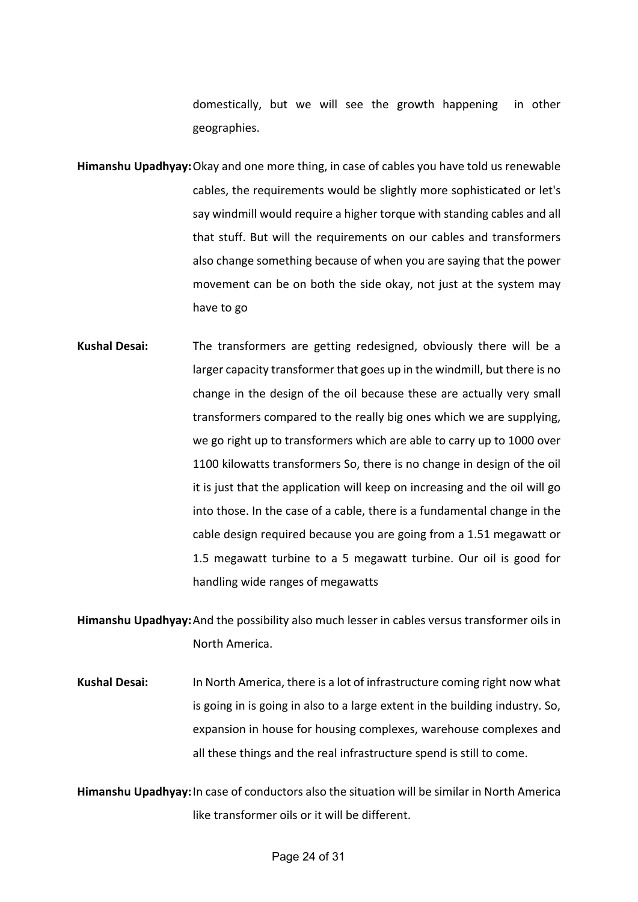domestically, but we will see the growth happening in other geographies.

**Himanshu Upadhyay:** Okay and one more thing, in case of cables you have told us renewable cables, the requirements would be slightly more sophisticated or let's say windmill would require a higher torque with standing cables and all that stuff. But will the requirements on our cables and transformers also change something because of when you are saying that the power movement can be on both the side okay, not just at the system may have to go

**Kushal Desai:** The transformers are getting redesigned, obviously there will be a larger capacity transformer that goes up in the windmill, but there is no change in the design of the oil because these are actually very small transformers compared to the really big ones which we are supplying, we go right up to transformers which are able to carry up to 1000 over 1100 kilowatts transformers So, there is no change in design of the oil it is just that the application will keep on increasing and the oil will go into those. In the case of a cable, there is a fundamental change in the cable design required because you are going from a 1.51 megawatt or 1.5 megawatt turbine to a 5 megawatt turbine. Our oil is good for handling wide ranges of megawatts

**Himanshu Upadhyay:** And the possibility also much lesser in cables versus transformer oils in North America.

**Kushal Desai:** In North America, there is a lot of infrastructure coming right now what is going in is going in also to a large extent in the building industry. So, expansion in house for housing complexes, warehouse complexes and all these things and the real infrastructure spend is still to come.

**Himanshu Upadhyay:** In case of conductors also the situation will be similar in North America like transformer oils or it will be different.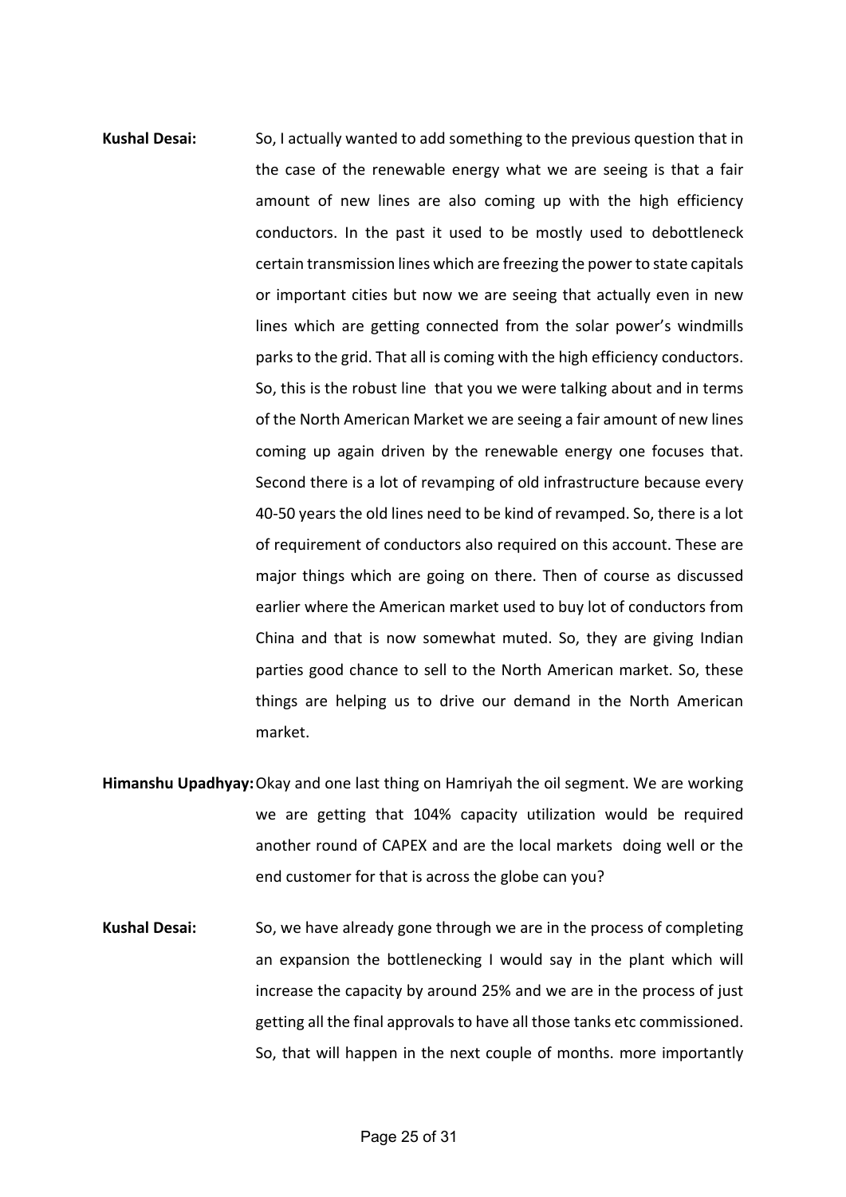**Kushal Desai:** So, I actually wanted to add something to the previous question that in the case of the renewable energy what we are seeing is that a fair amount of new lines are also coming up with the high efficiency conductors. In the past it used to be mostly used to debottleneck certain transmission lines which are freezing the power to state capitals or important cities but now we are seeing that actually even in new lines which are getting connected from the solar power's windmills parks to the grid. That all is coming with the high efficiency conductors. So, this is the robust line that you we were talking about and in terms of the North American Market we are seeing a fair amount of new lines coming up again driven by the renewable energy one focuses that. Second there is a lot of revamping of old infrastructure because every 40-50 years the old lines need to be kind of revamped. So, there is a lot of requirement of conductors also required on this account. These are major things which are going on there. Then of course as discussed earlier where the American market used to buy lot of conductors from China and that is now somewhat muted. So, they are giving Indian parties good chance to sell to the North American market. So, these things are helping us to drive our demand in the North American market.

**Himanshu Upadhyay:** Okay and one last thing on Hamriyah the oil segment. We are working we are getting that 104% capacity utilization would be required another round of CAPEX and are the local markets doing well or the end customer for that is across the globe can you?

**Kushal Desai:** So, we have already gone through we are in the process of completing an expansion the bottlenecking I would say in the plant which will increase the capacity by around 25% and we are in the process of just getting all the final approvals to have all those tanks etc commissioned. So, that will happen in the next couple of months. more importantly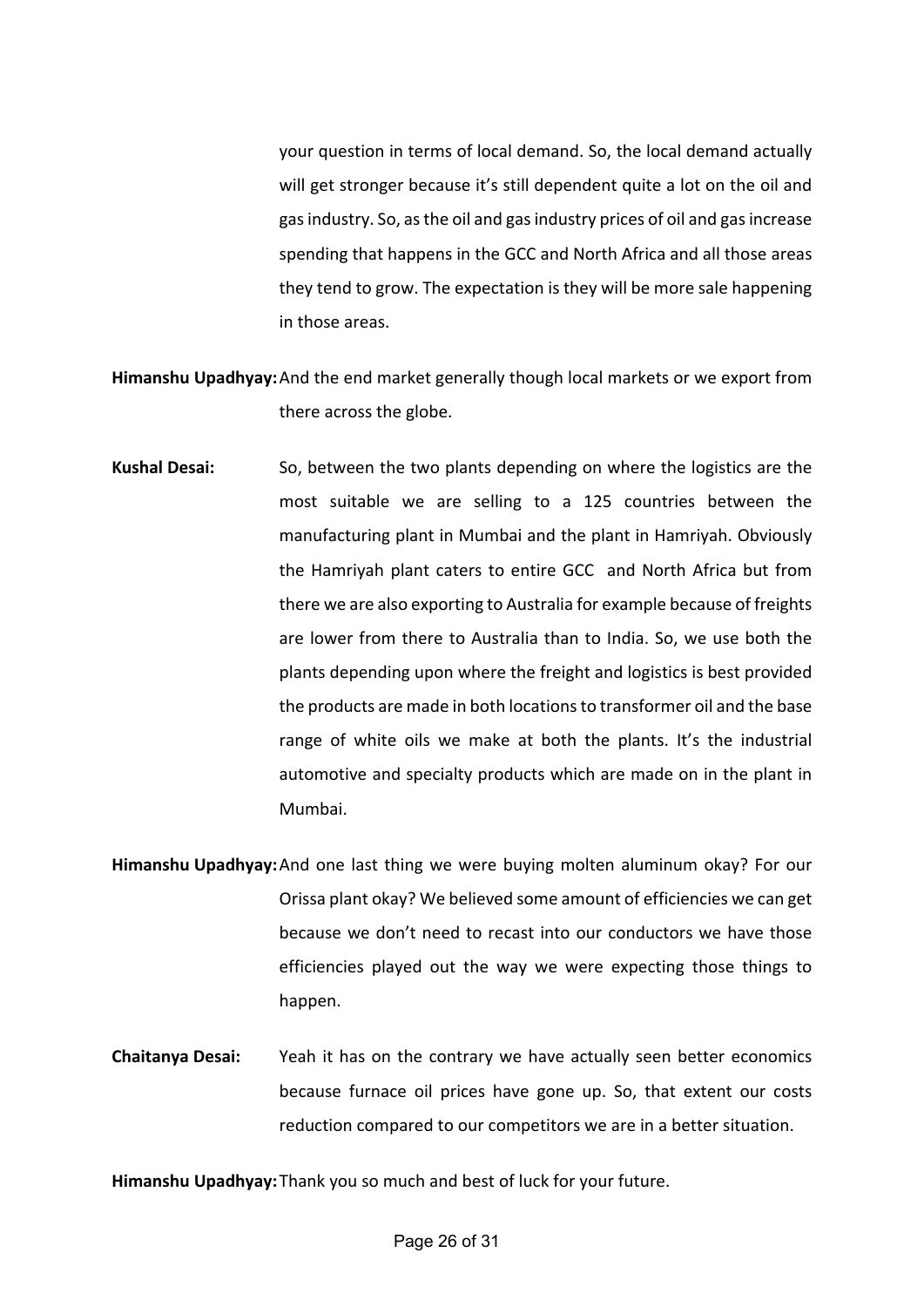your question in terms of local demand. So, the local demand actually will get stronger because it's still dependent quite a lot on the oil and gas industry. So, as the oil and gas industry prices of oil and gas increase spending that happens in the GCC and North Africa and all those areas they tend to grow. The expectation is they will be more sale happening in those areas.

**Himanshu Upadhyay:** And the end market generally though local markets or we export from there across the globe.

**Kushal Desai:** So, between the two plants depending on where the logistics are the most suitable we are selling to a 125 countries between the manufacturing plant in Mumbai and the plant in Hamriyah. Obviously the Hamriyah plant caters to entire GCC and North Africa but from there we are also exporting to Australia for example because of freights are lower from there to Australia than to India. So, we use both the plants depending upon where the freight and logistics is best provided the products are made in both locations to transformer oil and the base range of white oils we make at both the plants. It's the industrial automotive and specialty products which are made on in the plant in Mumbai.

**Himanshu Upadhyay:** And one last thing we were buying molten aluminum okay? For our Orissa plant okay? We believed some amount of efficiencies we can get because we don't need to recast into our conductors we have those efficiencies played out the way we were expecting those things to happen.

**Chaitanya Desai:** Yeah it has on the contrary we have actually seen better economics because furnace oil prices have gone up. So, that extent our costs reduction compared to our competitors we are in a better situation.

**Himanshu Upadhyay:** Thank you so much and best of luck for your future.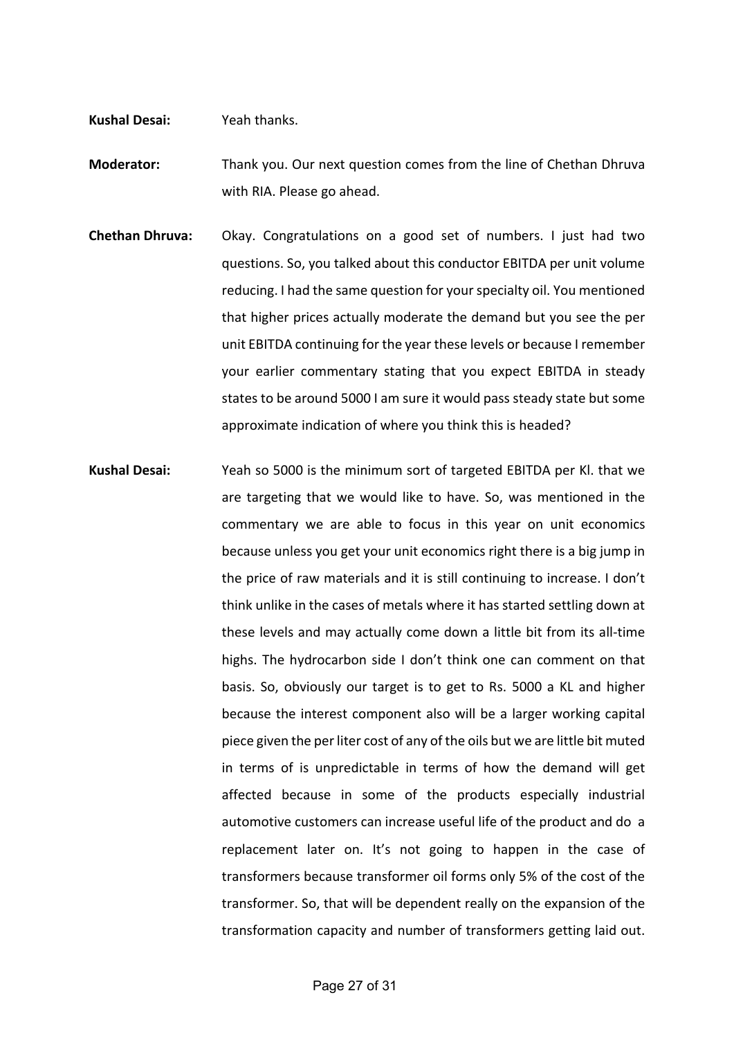**Kushal Desai:** Yeah thanks.

**Moderator:** Thank you. Our next question comes from the line of Chethan Dhruva with RIA. Please go ahead.

**Chethan Dhruva:** Okay. Congratulations on a good set of numbers. I just had two questions. So, you talked about this conductor EBITDA per unit volume reducing. I had the same question for your specialty oil. You mentioned that higher prices actually moderate the demand but you see the per unit EBITDA continuing for the year these levels or because I remember your earlier commentary stating that you expect EBITDA in steady states to be around 5000 I am sure it would pass steady state but some approximate indication of where you think this is headed?

**Kushal Desai:** Yeah so 5000 is the minimum sort of targeted EBITDA per Kl. that we are targeting that we would like to have. So, was mentioned in the commentary we are able to focus in this year on unit economics because unless you get your unit economics right there is a big jump in the price of raw materials and it is still continuing to increase. I don't think unlike in the cases of metals where it has started settling down at these levels and may actually come down a little bit from its all-time highs. The hydrocarbon side I don't think one can comment on that basis. So, obviously our target is to get to Rs. 5000 a KL and higher because the interest component also will be a larger working capital piece given the per liter cost of any of the oils but we are little bit muted in terms of is unpredictable in terms of how the demand will get affected because in some of the products especially industrial automotive customers can increase useful life of the product and do a replacement later on. It's not going to happen in the case of transformers because transformer oil forms only 5% of the cost of the transformer. So, that will be dependent really on the expansion of the transformation capacity and number of transformers getting laid out.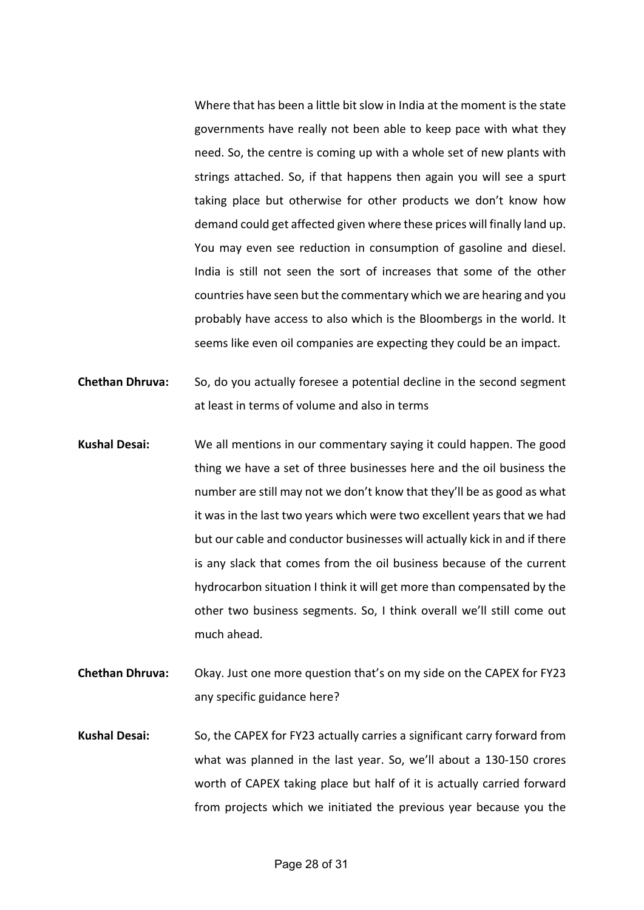Where that has been a little bit slow in India at the moment is the state governments have really not been able to keep pace with what they need. So, the centre is coming up with a whole set of new plants with strings attached. So, if that happens then again you will see a spurt taking place but otherwise for other products we don't know how demand could get affected given where these prices will finally land up. You may even see reduction in consumption of gasoline and diesel. India is still not seen the sort of increases that some of the other countries have seen but the commentary which we are hearing and you probably have access to also which is the Bloombergs in the world. It seems like even oil companies are expecting they could be an impact.

**Chethan Dhruva:** So, do you actually foresee a potential decline in the second segment at least in terms of volume and also in terms

**Kushal Desai:** We all mentions in our commentary saying it could happen. The good thing we have a set of three businesses here and the oil business the number are still may not we don't know that they'll be as good as what it was in the last two years which were two excellent years that we had but our cable and conductor businesses will actually kick in and if there is any slack that comes from the oil business because of the current hydrocarbon situation I think it will get more than compensated by the other two business segments. So, I think overall we'll still come out much ahead.

**Chethan Dhruva:** Okay. Just one more question that's on my side on the CAPEX for FY23 any specific guidance here?

**Kushal Desai:** So, the CAPEX for FY23 actually carries a significant carry forward from what was planned in the last year. So, we'll about a 130-150 crores worth of CAPEX taking place but half of it is actually carried forward from projects which we initiated the previous year because you the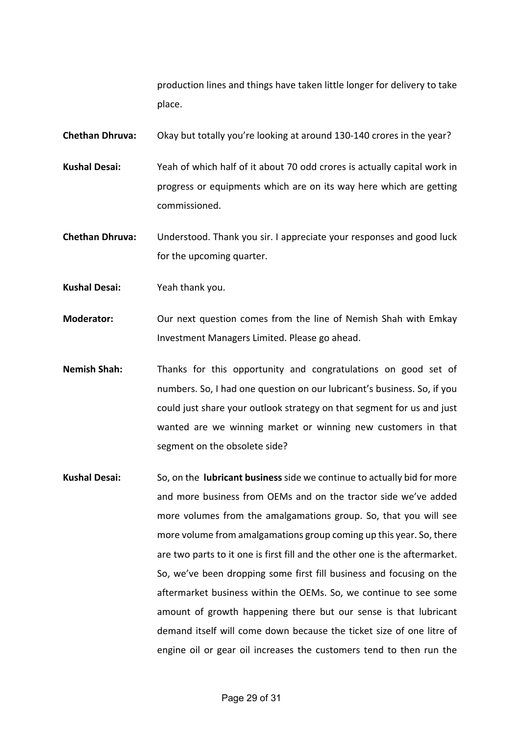production lines and things have taken little longer for delivery to take place.

**Chethan Dhruva:** Okay but totally you're looking at around 130-140 crores in the year?

**Kushal Desai:** Yeah of which half of it about 70 odd crores is actually capital work in progress or equipments which are on its way here which are getting commissioned.

**Chethan Dhruva:** Understood. Thank you sir. I appreciate your responses and good luck for the upcoming quarter.

**Kushal Desai:** Yeah thank you.

**Moderator:** Our next question comes from the line of Nemish Shah with Emkay Investment Managers Limited. Please go ahead.

**Nemish Shah:** Thanks for this opportunity and congratulations on good set of numbers. So, I had one question on our lubricant's business. So, if you could just share your outlook strategy on that segment for us and just wanted are we winning market or winning new customers in that segment on the obsolete side?

**Kushal Desai:** So, on the **lubricant business** side we continue to actually bid for more and more business from OEMs and on the tractor side we've added more volumes from the amalgamations group. So, that you will see more volume from amalgamations group coming up this year. So, there are two parts to it one is first fill and the other one is the aftermarket. So, we've been dropping some first fill business and focusing on the aftermarket business within the OEMs. So, we continue to see some amount of growth happening there but our sense is that lubricant demand itself will come down because the ticket size of one litre of engine oil or gear oil increases the customers tend to then run the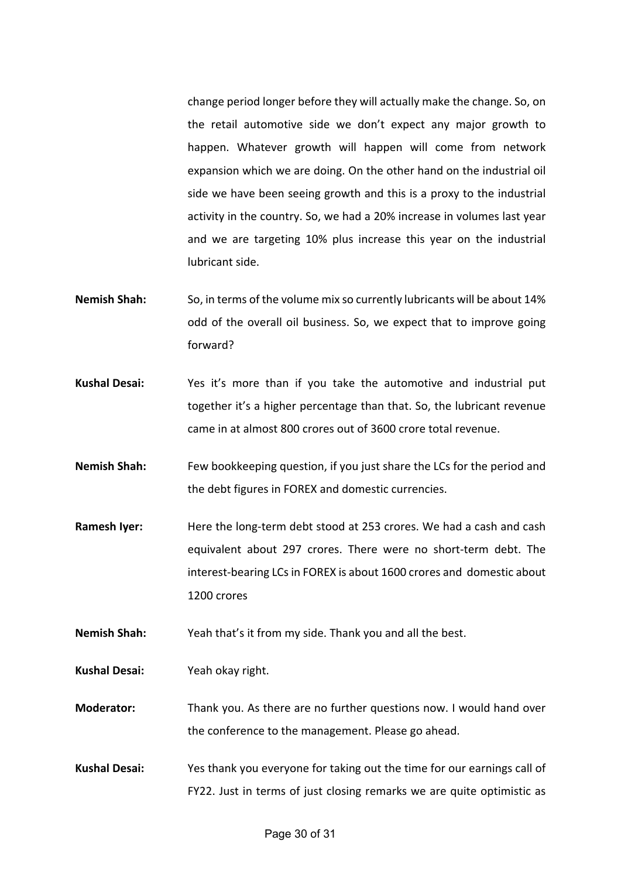change period longer before they will actually make the change. So, on the retail automotive side we don't expect any major growth to happen. Whatever growth will happen will come from network expansion which we are doing. On the other hand on the industrial oil side we have been seeing growth and this is a proxy to the industrial activity in the country. So, we had a 20% increase in volumes last year and we are targeting 10% plus increase this year on the industrial lubricant side.

**Nemish Shah:** So, in terms of the volume mix so currently lubricants will be about 14% odd of the overall oil business. So, we expect that to improve going forward?

**Kushal Desai:** Yes it's more than if you take the automotive and industrial put together it's a higher percentage than that. So, the lubricant revenue came in at almost 800 crores out of 3600 crore total revenue.

**Nemish Shah:** Few bookkeeping question, if you just share the LCs for the period and the debt figures in FOREX and domestic currencies.

**Ramesh Iyer:** Here the long-term debt stood at 253 crores. We had a cash and cash equivalent about 297 crores. There were no short-term debt. The interest-bearing LCs in FOREX is about 1600 crores and domestic about 1200 crores

**Nemish Shah:** Yeah that's it from my side. Thank you and all the best.

**Kushal Desai:** Yeah okay right.

**Moderator:** Thank you. As there are no further questions now. I would hand over the conference to the management. Please go ahead.

**Kushal Desai:** Yes thank you everyone for taking out the time for our earnings call of FY22. Just in terms of just closing remarks we are quite optimistic as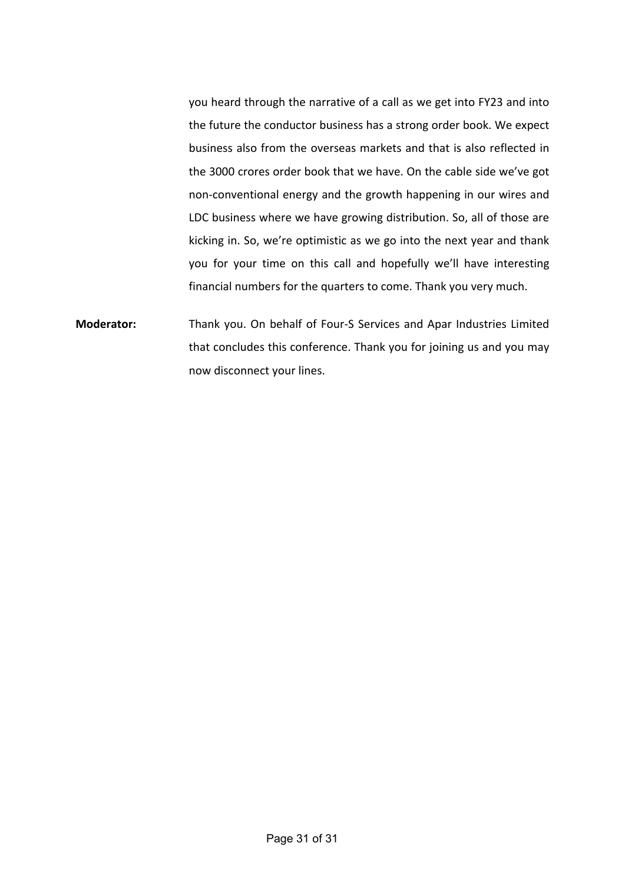you heard through the narrative of a call as we get into FY23 and into the future the conductor business has a strong order book. We expect business also from the overseas markets and that is also reflected in the 3000 crores order book that we have. On the cable side we've got non-conventional energy and the growth happening in our wires and LDC business where we have growing distribution. So, all of those are kicking in. So, we're optimistic as we go into the next year and thank you for your time on this call and hopefully we'll have interesting financial numbers for the quarters to come. Thank you very much.

**Moderator:** Thank you. On behalf of Four-S Services and Apar Industries Limited that concludes this conference. Thank you for joining us and you may now disconnect your lines.